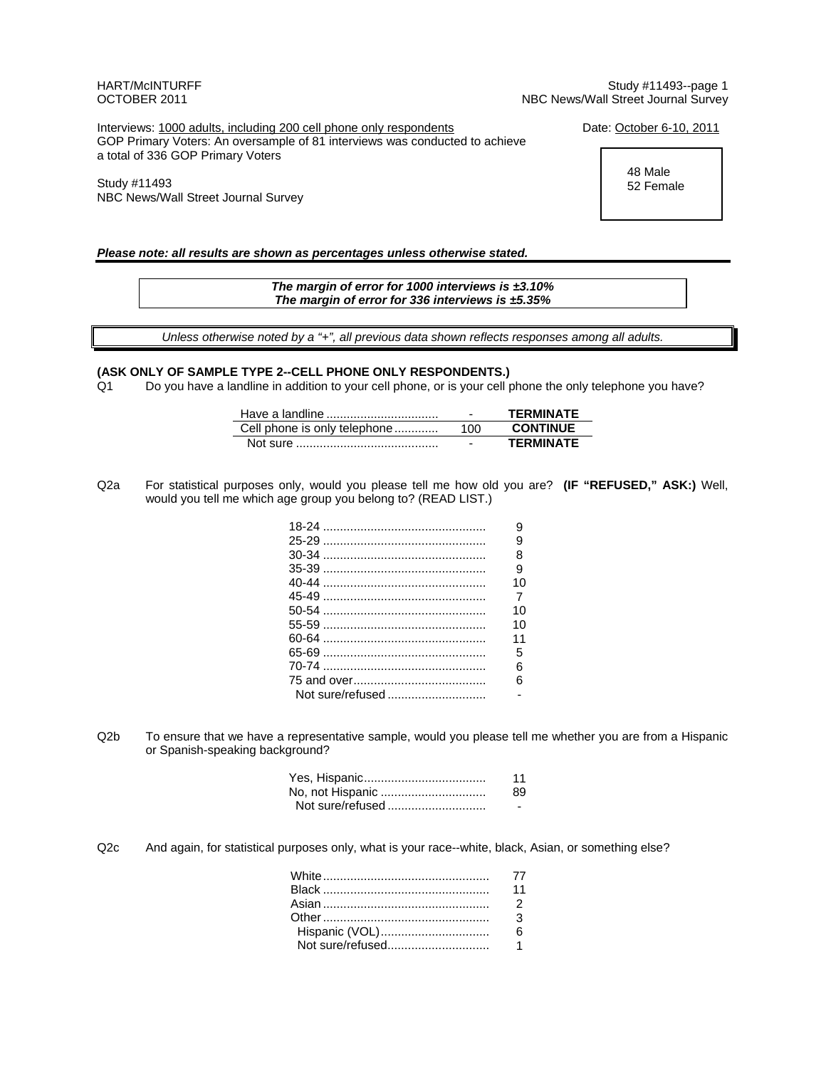HART/McINTURFF
OCTOBER 2011

Study #11493
NBC News/Wall Street Journal Survey

Interviews: 1000 adults, including 200 cell phone only respondents
GOP Primary Voters: An oversample of 81 interviews was conducted to achieve a total of 336 GOP Primary Voters

Date: October 6-10, 2011

Study #11493
NBC News/Wall Street Journal Survey

48 Male
52 Female

***Please note: all results are shown as percentages unless otherwise stated.***

***The margin of error for 1000 interviews is ±3.10%***
***The margin of error for 336 interviews is ±5.35%***

*Unless otherwise noted by a "+", all previous data shown reflects responses among all adults.*

**(ASK ONLY OF SAMPLE TYPE 2--CELL PHONE ONLY RESPONDENTS.)**

Q1 Do you have a landline in addition to your cell phone, or is your cell phone the only telephone you have?

| | | |
|---|---|---|
| Have a landline | - | **TERMINATE** |
| Cell phone is only telephone | 100 | **CONTINUE** |
| Not sure | - | **TERMINATE** |

Q2a For statistical purposes only, would you please tell me how old you are? **(IF "REFUSED," ASK:)** Well, would you tell me which age group you belong to? (READ LIST.)

| | |
|---|---|
| 18-24 | 9 |
| 25-29 | 9 |
| 30-34 | 8 |
| 35-39 | 9 |
| 40-44 | 10 |
| 45-49 | 7 |
| 50-54 | 10 |
| 55-59 | 10 |
| 60-64 | 11 |
| 65-69 | 5 |
| 70-74 | 6 |
| 75 and over | 6 |
| Not sure/refused | - |

Q2b To ensure that we have a representative sample, would you please tell me whether you are from a Hispanic or Spanish-speaking background?

| | |
|---|---|
| Yes, Hispanic | 11 |
| No, not Hispanic | 89 |
| Not sure/refused | - |

Q2c And again, for statistical purposes only, what is your race--white, black, Asian, or something else?

| | |
|---|---|
| White | 77 |
| Black | 11 |
| Asian | 2 |
| Other | 3 |
| Hispanic (VOL) | 6 |
| Not sure/refused | 1 |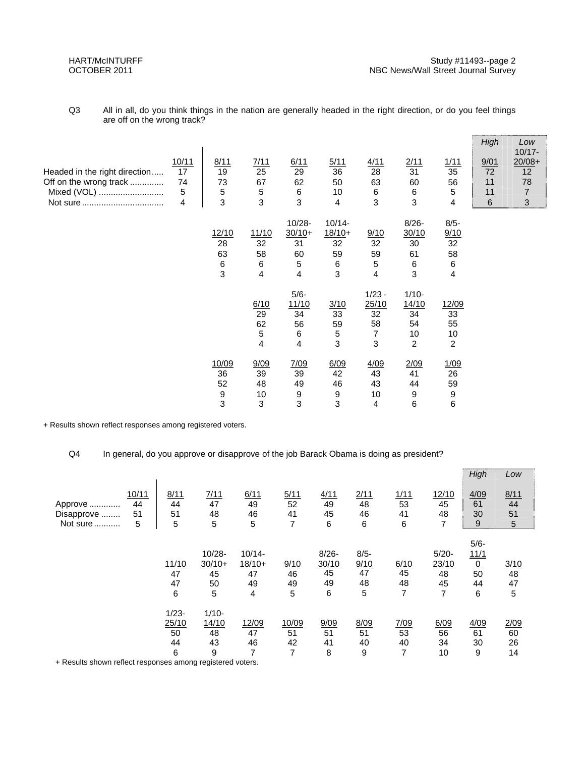Q3 All in all, do you think things in the nation are generally headed in the right direction, or do you feel things are off on the wrong track?

| | 10/11 | 8/11 | 7/11 | 6/11 | 5/11 | 4/11 | 2/11 | 1/11 | *High* 9/01 | *Low* 10/17-20/08+ |
|---|---|---|---|---|---|---|---|---|---|---|
| Headed in the right direction | 17 | 19 | 25 | 29 | 36 | 28 | 31 | 35 | 72 | 12 |
| Off on the wrong track | 74 | 73 | 67 | 62 | 50 | 63 | 60 | 56 | 11 | 78 |
| Mixed (VOL) | 5 | 5 | 5 | 6 | 10 | 6 | 6 | 5 | 11 | 7 |
| Not sure | 4 | 3 | 3 | 3 | 4 | 3 | 3 | 4 | 6 | 3 |

| | 12/10 | 11/10 | 10/28-30/10+ | 10/14-18/10+ | 9/10 | 8/26-30/10 | 8/5-9/10 |
|---|---|---|---|---|---|---|---|
| Headed in the right direction | 28 | 32 | 31 | 32 | 32 | 30 | 32 |
| Off on the wrong track | 63 | 58 | 60 | 59 | 59 | 61 | 58 |
| Mixed (VOL) | 6 | 6 | 5 | 6 | 5 | 6 | 6 |
| Not sure | 3 | 4 | 4 | 3 | 4 | 3 | 4 |

| | 6/10 | 5/6-11/10 | 3/10 | 1/23-25/10 | 1/10-14/10 | 12/09 |
|---|---|---|---|---|---|---|
| Headed in the right direction | 29 | 34 | 33 | 32 | 34 | 33 |
| Off on the wrong track | 62 | 56 | 59 | 58 | 54 | 55 |
| Mixed (VOL) | 5 | 6 | 5 | 7 | 10 | 10 |
| Not sure | 4 | 4 | 3 | 3 | 2 | 2 |

| | 10/09 | 9/09 | 7/09 | 6/09 | 4/09 | 2/09 | 1/09 |
|---|---|---|---|---|---|---|---|
| Headed in the right direction | 36 | 39 | 39 | 42 | 43 | 41 | 26 |
| Off on the wrong track | 52 | 48 | 49 | 46 | 43 | 44 | 59 |
| Mixed (VOL) | 9 | 10 | 9 | 9 | 10 | 9 | 9 |
| Not sure | 3 | 3 | 3 | 3 | 4 | 6 | 6 |

+ Results shown reflect responses among registered voters.

Q4 In general, do you approve or disapprove of the job Barack Obama is doing as president?

| | 10/11 | 8/11 | 7/11 | 6/11 | 5/11 | 4/11 | 2/11 | 1/11 | 12/10 | *High* 4/09 | *Low* 8/11 |
|---|---|---|---|---|---|---|---|---|---|---|---|
| Approve | 44 | 44 | 47 | 49 | 52 | 49 | 48 | 53 | 45 | 61 | 44 |
| Disapprove | 51 | 51 | 48 | 46 | 41 | 45 | 46 | 41 | 48 | 30 | 51 |
| Not sure | 5 | 5 | 5 | 5 | 7 | 6 | 6 | 6 | 7 | 9 | 5 |

| | 11/10 | 10/28-30/10+ | 10/14-18/10+ | 9/10 | 8/26-30/10 | 8/5-9/10 | 6/10 | 5/20-23/10 | 5/6-11/10 | 3/10 |
|---|---|---|---|---|---|---|---|---|---|---|
| Approve | 47 | 45 | 47 | 46 | 45 | 47 | 45 | 48 | 50 | 48 |
| Disapprove | 47 | 50 | 49 | 49 | 49 | 48 | 48 | 45 | 44 | 47 |
| Not sure | 6 | 5 | 4 | 5 | 6 | 5 | 7 | 7 | 6 | 5 |

| | 1/23-25/10 | 1/10-14/10 | 12/09 | 10/09 | 9/09 | 8/09 | 7/09 | 6/09 | 4/09 | 2/09 |
|---|---|---|---|---|---|---|---|---|---|---|
| Approve | 50 | 48 | 47 | 51 | 51 | 51 | 53 | 56 | 61 | 60 |
| Disapprove | 44 | 43 | 46 | 42 | 41 | 40 | 40 | 34 | 30 | 26 |
| Not sure | 6 | 9 | 7 | 7 | 8 | 9 | 7 | 10 | 9 | 14 |

+ Results shown reflect responses among registered voters.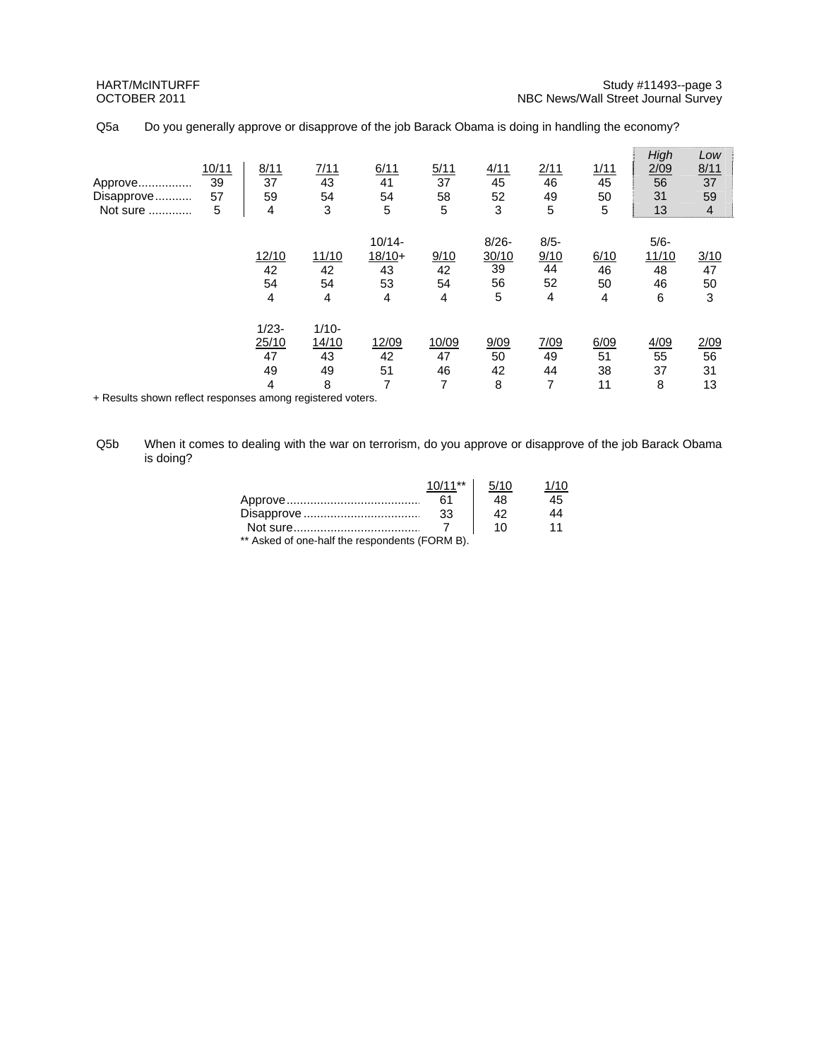Q5a Do you generally approve or disapprove of the job Barack Obama is doing in handling the economy?

| | 10/11 | 8/11 | 7/11 | 6/11 | 5/11 | 4/11 | 2/11 | 1/11 | *High* 2/09 | *Low* 8/11 |
|---|---|---|---|---|---|---|---|---|---|---|
| Approve | 39 | 37 | 43 | 41 | 37 | 45 | 46 | 45 | 56 | 37 |
| Disapprove | 57 | 59 | 54 | 54 | 58 | 52 | 49 | 50 | 31 | 59 |
| Not sure | 5 | 4 | 3 | 5 | 5 | 3 | 5 | 5 | 13 | 4 |

| | 12/10 | 11/10 | 10/14-18/10+ | 9/10 | 8/26-30/10 | 8/5-9/10 | 6/10 | 5/6-11/10 | 3/10 |
|---|---|---|---|---|---|---|---|---|---|
| Approve | 42 | 42 | 43 | 42 | 39 | 44 | 46 | 48 | 47 |
| Disapprove | 54 | 54 | 53 | 54 | 56 | 52 | 50 | 46 | 50 |
| Not sure | 4 | 4 | 4 | 4 | 5 | 4 | 4 | 6 | 3 |

| | 1/23-25/10 | 1/10-14/10 | 12/09 | 10/09 | 9/09 | 7/09 | 6/09 | 4/09 | 2/09 |
|---|---|---|---|---|---|---|---|---|---|
| Approve | 47 | 43 | 42 | 47 | 50 | 49 | 51 | 55 | 56 |
| Disapprove | 49 | 49 | 51 | 46 | 42 | 44 | 38 | 37 | 31 |
| Not sure | 4 | 8 | 7 | 7 | 8 | 7 | 11 | 8 | 13 |

+ Results shown reflect responses among registered voters.

Q5b When it comes to dealing with the war on terrorism, do you approve or disapprove of the job Barack Obama is doing?

| | 10/11** | 5/10 | 1/10 |
|---|---|---|---|
| Approve | 61 | 48 | 45 |
| Disapprove | 33 | 42 | 44 |
| Not sure | 7 | 10 | 11 |

** Asked of one-half the respondents (FORM B).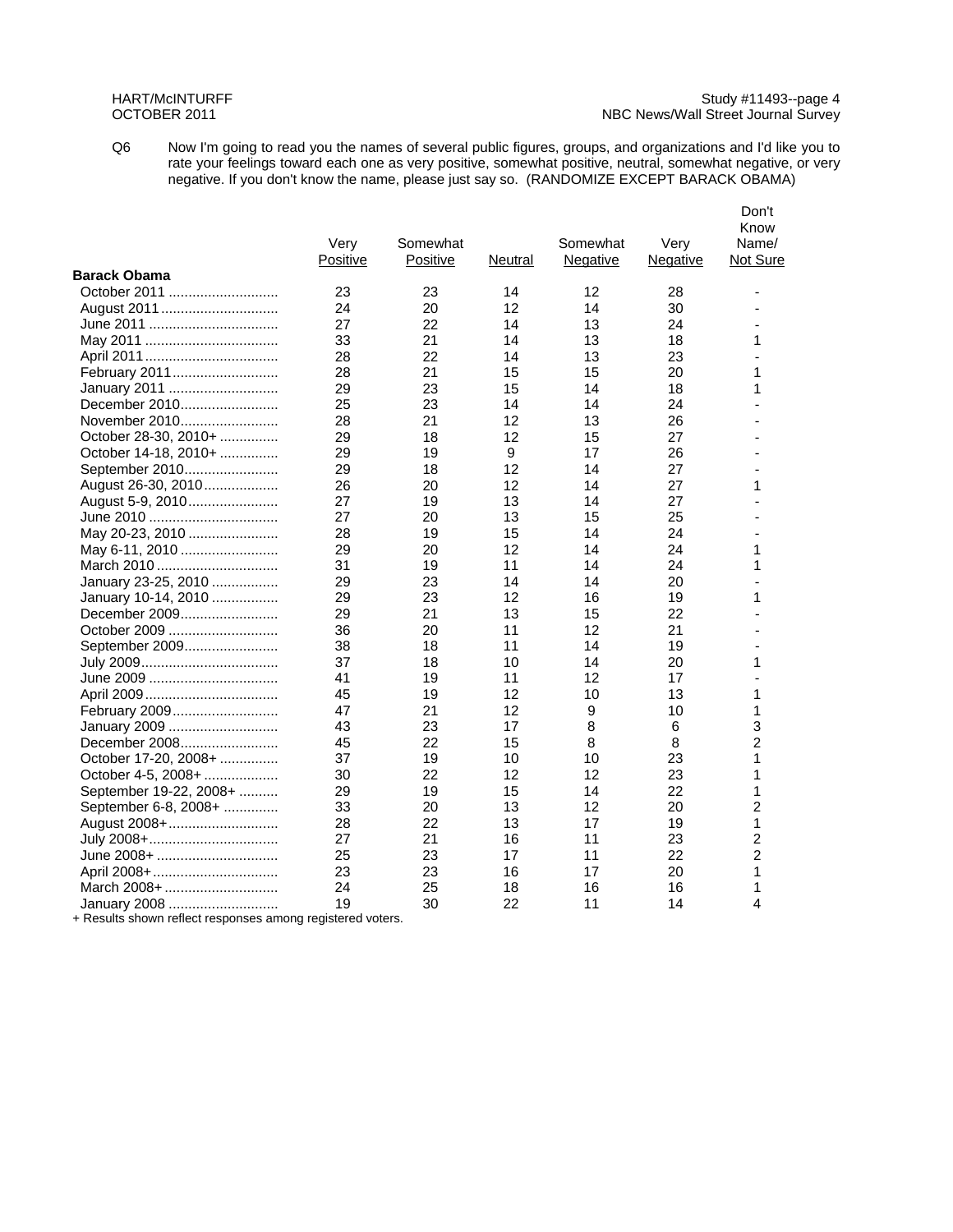Q6 Now I'm going to read you the names of several public figures, groups, and organizations and I'd like you to rate your feelings toward each one as very positive, somewhat positive, neutral, somewhat negative, or very negative. If you don't know the name, please just say so. (RANDOMIZE EXCEPT BARACK OBAMA)

| | Very Positive | Somewhat Positive | Neutral | Somewhat Negative | Very Negative | Don't Know Name/ Not Sure |
|---|---|---|---|---|---|---|
| **Barack Obama** | | | | | | |
| October 2011 | 23 | 23 | 14 | 12 | 28 | - |
| August 2011 | 24 | 20 | 12 | 14 | 30 | - |
| June 2011 | 27 | 22 | 14 | 13 | 24 | - |
| May 2011 | 33 | 21 | 14 | 13 | 18 | 1 |
| April 2011 | 28 | 22 | 14 | 13 | 23 | - |
| February 2011 | 28 | 21 | 15 | 15 | 20 | 1 |
| January 2011 | 29 | 23 | 15 | 14 | 18 | 1 |
| December 2010 | 25 | 23 | 14 | 14 | 24 | - |
| November 2010 | 28 | 21 | 12 | 13 | 26 | - |
| October 28-30, 2010+ | 29 | 18 | 12 | 15 | 27 | - |
| October 14-18, 2010+ | 29 | 19 | 9 | 17 | 26 | - |
| September 2010 | 29 | 18 | 12 | 14 | 27 | - |
| August 26-30, 2010 | 26 | 20 | 12 | 14 | 27 | 1 |
| August 5-9, 2010 | 27 | 19 | 13 | 14 | 27 | - |
| June 2010 | 27 | 20 | 13 | 15 | 25 | - |
| May 20-23, 2010 | 28 | 19 | 15 | 14 | 24 | - |
| May 6-11, 2010 | 29 | 20 | 12 | 14 | 24 | 1 |
| March 2010 | 31 | 19 | 11 | 14 | 24 | 1 |
| January 23-25, 2010 | 29 | 23 | 14 | 14 | 20 | - |
| January 10-14, 2010 | 29 | 23 | 12 | 16 | 19 | 1 |
| December 2009 | 29 | 21 | 13 | 15 | 22 | - |
| October 2009 | 36 | 20 | 11 | 12 | 21 | - |
| September 2009 | 38 | 18 | 11 | 14 | 19 | - |
| July 2009 | 37 | 18 | 10 | 14 | 20 | 1 |
| June 2009 | 41 | 19 | 11 | 12 | 17 | - |
| April 2009 | 45 | 19 | 12 | 10 | 13 | 1 |
| February 2009 | 47 | 21 | 12 | 9 | 10 | 1 |
| January 2009 | 43 | 23 | 17 | 8 | 6 | 3 |
| December 2008 | 45 | 22 | 15 | 8 | 8 | 2 |
| October 17-20, 2008+ | 37 | 19 | 10 | 10 | 23 | 1 |
| October 4-5, 2008+ | 30 | 22 | 12 | 12 | 23 | 1 |
| September 19-22, 2008+ | 29 | 19 | 15 | 14 | 22 | 1 |
| September 6-8, 2008+ | 33 | 20 | 13 | 12 | 20 | 2 |
| August 2008+ | 28 | 22 | 13 | 17 | 19 | 1 |
| July 2008+ | 27 | 21 | 16 | 11 | 23 | 2 |
| June 2008+ | 25 | 23 | 17 | 11 | 22 | 2 |
| April 2008+ | 23 | 23 | 16 | 17 | 20 | 1 |
| March 2008+ | 24 | 25 | 18 | 16 | 16 | 1 |
| January 2008 | 19 | 30 | 22 | 11 | 14 | 4 |

+ Results shown reflect responses among registered voters.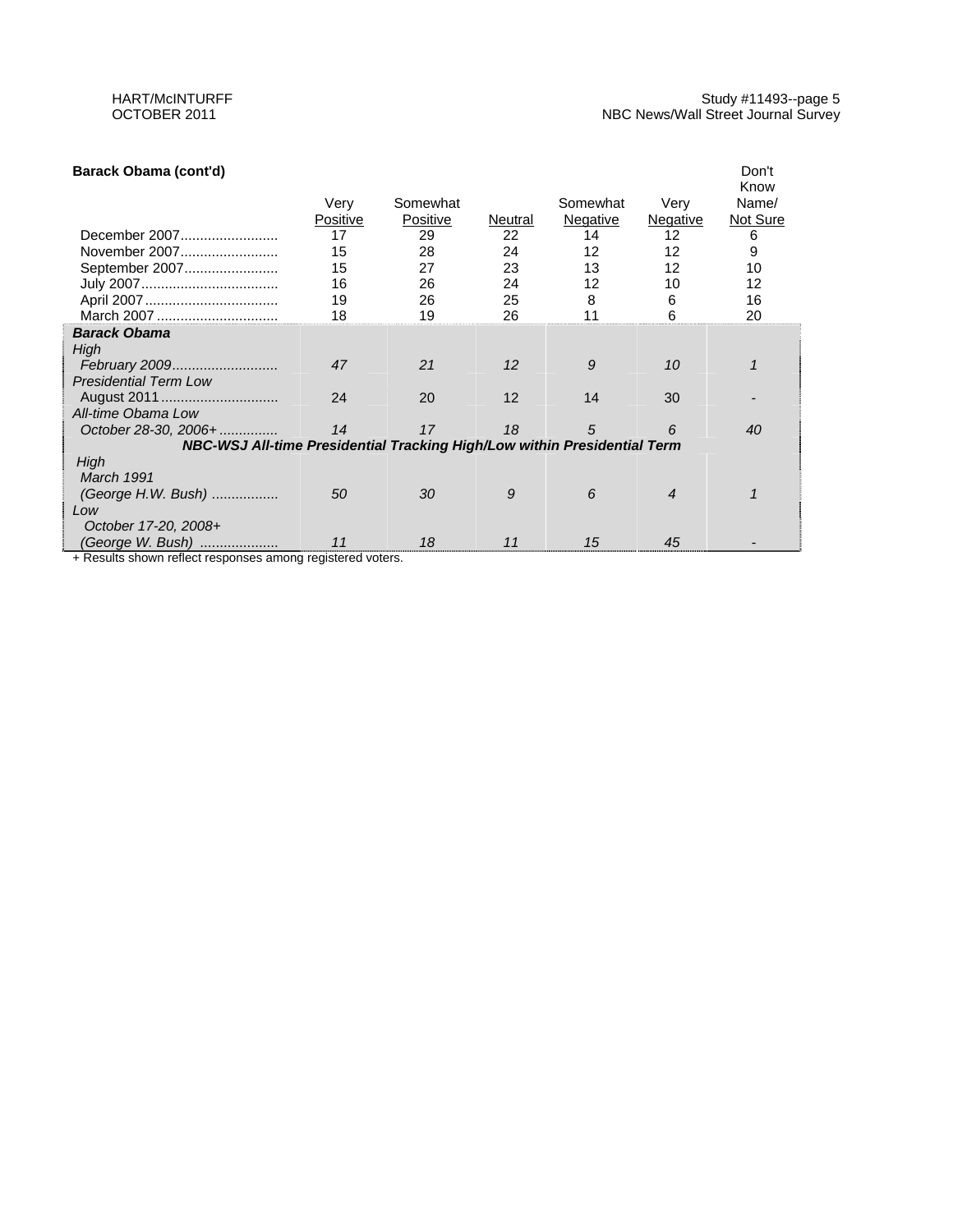**Barack Obama (cont'd)**

| | Very Positive | Somewhat Positive | Neutral | Somewhat Negative | Very Negative | Don't Know Name/ Not Sure |
|---|---|---|---|---|---|---|
| December 2007 | 17 | 29 | 22 | 14 | 12 | 6 |
| November 2007 | 15 | 28 | 24 | 12 | 12 | 9 |
| September 2007 | 15 | 27 | 23 | 13 | 12 | 10 |
| July 2007 | 16 | 26 | 24 | 12 | 10 | 12 |
| April 2007 | 19 | 26 | 25 | 8 | 6 | 16 |
| March 2007 | 18 | 19 | 26 | 11 | 6 | 20 |
| ***Barack Obama*** | | | | | | |
| *High* | | | | | | |
| *February 2009* | *47* | *21* | *12* | *9* | *10* | *1* |
| *Presidential Term Low* | | | | | | |
| August 2011 | 24 | 20 | 12 | 14 | 30 | - |
| *All-time Obama Low* | | | | | | |
| *October 28-30, 2006+* | *14* | *17* | *18* | *5* | *6* | *40* |
| ***NBC-WSJ All-time Presidential Tracking High/Low within Presidential Term*** | | | | | | |
| *High* | | | | | | |
| *March 1991 (George H.W. Bush)* | *50* | *30* | *9* | *6* | *4* | *1* |
| *Low* | | | | | | |
| *October 17-20, 2008+ (George W. Bush)* | *11* | *18* | *11* | *15* | *45* | *-* |

+ Results shown reflect responses among registered voters.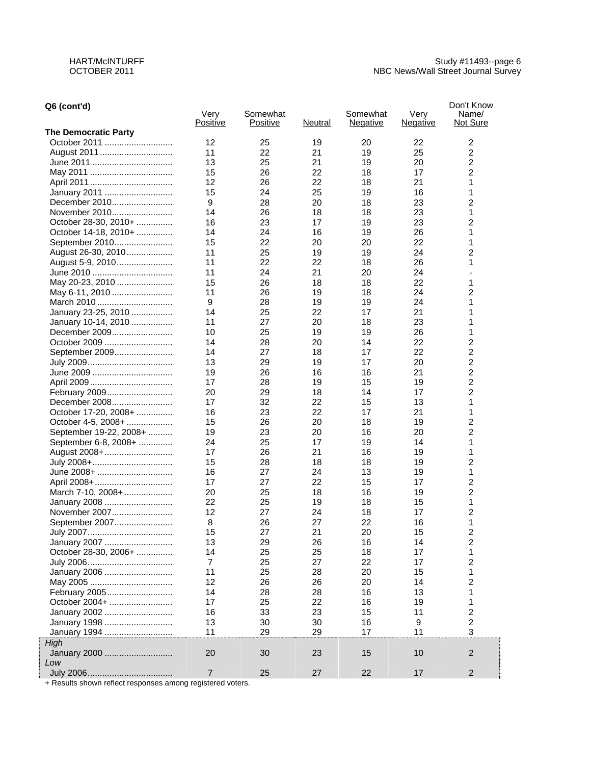**Q6 (cont'd)**

| | Very Positive | Somewhat Positive | Neutral | Somewhat Negative | Very Negative | Don't Know Name/ Not Sure |
|---|---|---|---|---|---|---|
| **The Democratic Party** | | | | | | |
| October 2011 | 12 | 25 | 19 | 20 | 22 | 2 |
| August 2011 | 11 | 22 | 21 | 19 | 25 | 2 |
| June 2011 | 13 | 25 | 21 | 19 | 20 | 2 |
| May 2011 | 15 | 26 | 22 | 18 | 17 | 2 |
| April 2011 | 12 | 26 | 22 | 18 | 21 | 1 |
| January 2011 | 15 | 24 | 25 | 19 | 16 | 1 |
| December 2010 | 9 | 28 | 20 | 18 | 23 | 2 |
| November 2010 | 14 | 26 | 18 | 18 | 23 | 1 |
| October 28-30, 2010+ | 16 | 23 | 17 | 19 | 23 | 2 |
| October 14-18, 2010+ | 14 | 24 | 16 | 19 | 26 | 1 |
| September 2010 | 15 | 22 | 20 | 20 | 22 | 1 |
| August 26-30, 2010 | 11 | 25 | 19 | 19 | 24 | 2 |
| August 5-9, 2010 | 11 | 22 | 22 | 18 | 26 | 1 |
| June 2010 | 11 | 24 | 21 | 20 | 24 | - |
| May 20-23, 2010 | 15 | 26 | 18 | 18 | 22 | 1 |
| May 6-11, 2010 | 11 | 26 | 19 | 18 | 24 | 2 |
| March 2010 | 9 | 28 | 19 | 19 | 24 | 1 |
| January 23-25, 2010 | 14 | 25 | 22 | 17 | 21 | 1 |
| January 10-14, 2010 | 11 | 27 | 20 | 18 | 23 | 1 |
| December 2009 | 10 | 25 | 19 | 19 | 26 | 1 |
| October 2009 | 14 | 28 | 20 | 14 | 22 | 2 |
| September 2009 | 14 | 27 | 18 | 17 | 22 | 2 |
| July 2009 | 13 | 29 | 19 | 17 | 20 | 2 |
| June 2009 | 19 | 26 | 16 | 16 | 21 | 2 |
| April 2009 | 17 | 28 | 19 | 15 | 19 | 2 |
| February 2009 | 20 | 29 | 18 | 14 | 17 | 2 |
| December 2008 | 17 | 32 | 22 | 15 | 13 | 1 |
| October 17-20, 2008+ | 16 | 23 | 22 | 17 | 21 | 1 |
| October 4-5, 2008+ | 15 | 26 | 20 | 18 | 19 | 2 |
| September 19-22, 2008+ | 19 | 23 | 20 | 16 | 20 | 2 |
| September 6-8, 2008+ | 24 | 25 | 17 | 19 | 14 | 1 |
| August 2008+ | 17 | 26 | 21 | 16 | 19 | 1 |
| July 2008+ | 15 | 28 | 18 | 18 | 19 | 2 |
| June 2008+ | 16 | 27 | 24 | 13 | 19 | 1 |
| April 2008+ | 17 | 27 | 22 | 15 | 17 | 2 |
| March 7-10, 2008+ | 20 | 25 | 18 | 16 | 19 | 2 |
| January 2008 | 22 | 25 | 19 | 18 | 15 | 1 |
| November 2007 | 12 | 27 | 24 | 18 | 17 | 2 |
| September 2007 | 8 | 26 | 27 | 22 | 16 | 1 |
| July 2007 | 15 | 27 | 21 | 20 | 15 | 2 |
| January 2007 | 13 | 29 | 26 | 16 | 14 | 2 |
| October 28-30, 2006+ | 14 | 25 | 25 | 18 | 17 | 1 |
| July 2006 | 7 | 25 | 27 | 22 | 17 | 2 |
| January 2006 | 11 | 25 | 28 | 20 | 15 | 1 |
| May 2005 | 12 | 26 | 26 | 20 | 14 | 2 |
| February 2005 | 14 | 28 | 28 | 16 | 13 | 1 |
| October 2004+ | 17 | 25 | 22 | 16 | 19 | 1 |
| January 2002 | 16 | 33 | 23 | 15 | 11 | 2 |
| January 1998 | 13 | 30 | 30 | 16 | 9 | 2 |
| January 1994 | 11 | 29 | 29 | 17 | 11 | 3 |
| *High* | | | | | | |
| January 2000 | 20 | 30 | 23 | 15 | 10 | 2 |
| *Low* | | | | | | |
| July 2006 | 7 | 25 | 27 | 22 | 17 | 2 |

+ Results shown reflect responses among registered voters.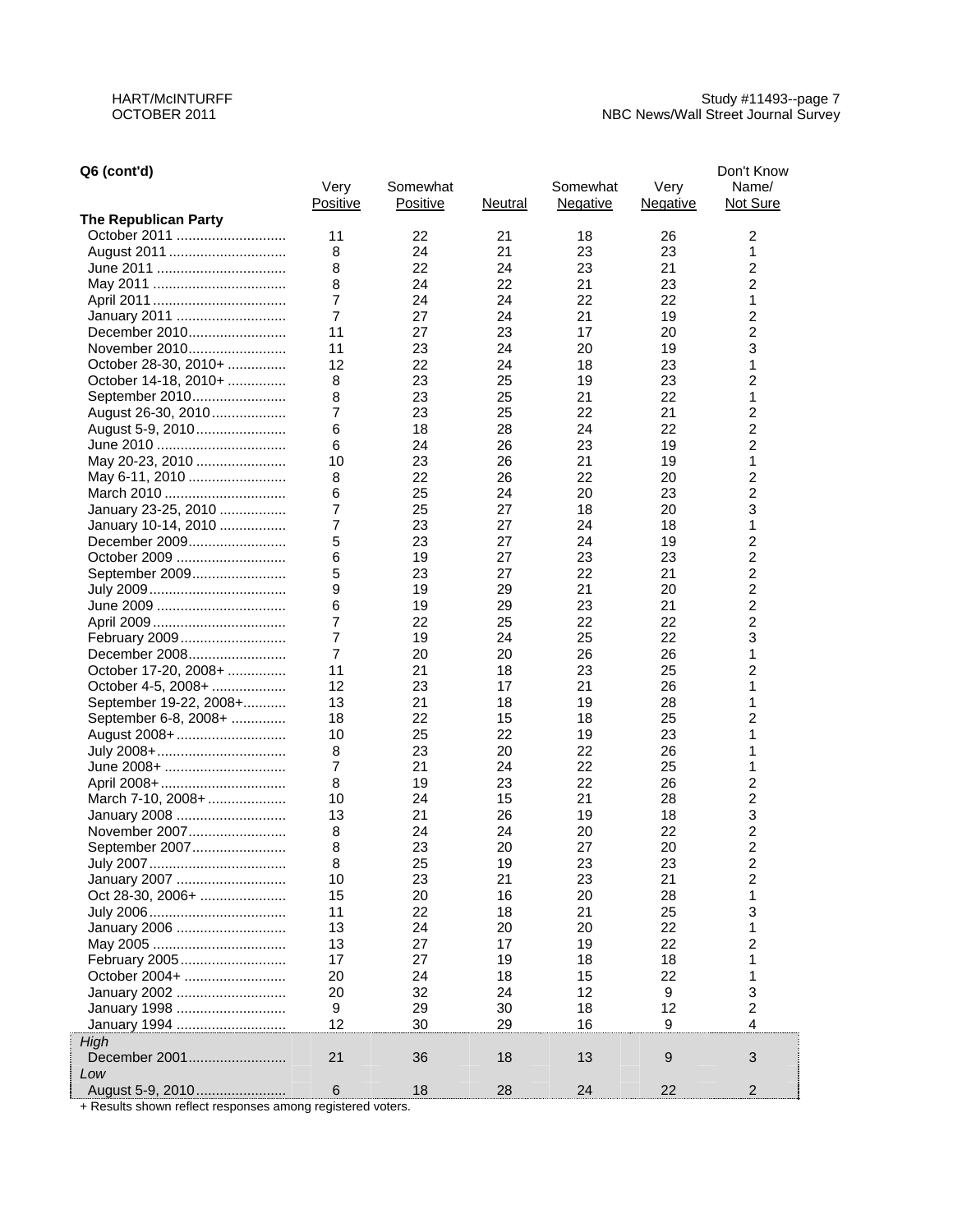**Q6 (cont'd)**

| | Very Positive | Somewhat Positive | Neutral | Somewhat Negative | Very Negative | Don't Know Name/ Not Sure |
|---|---|---|---|---|---|---|
| **The Republican Party** | | | | | | |
| October 2011 | 11 | 22 | 21 | 18 | 26 | 2 |
| August 2011 | 8 | 24 | 21 | 23 | 23 | 1 |
| June 2011 | 8 | 22 | 24 | 23 | 21 | 2 |
| May 2011 | 8 | 24 | 22 | 21 | 23 | 2 |
| April 2011 | 7 | 24 | 24 | 22 | 22 | 1 |
| January 2011 | 7 | 27 | 24 | 21 | 19 | 2 |
| December 2010 | 11 | 27 | 23 | 17 | 20 | 2 |
| November 2010 | 11 | 23 | 24 | 20 | 19 | 3 |
| October 28-30, 2010+ | 12 | 22 | 24 | 18 | 23 | 1 |
| October 14-18, 2010+ | 8 | 23 | 25 | 19 | 23 | 2 |
| September 2010 | 8 | 23 | 25 | 21 | 22 | 1 |
| August 26-30, 2010 | 7 | 23 | 25 | 22 | 21 | 2 |
| August 5-9, 2010 | 6 | 18 | 28 | 24 | 22 | 2 |
| June 2010 | 6 | 24 | 26 | 23 | 19 | 2 |
| May 20-23, 2010 | 10 | 23 | 26 | 21 | 19 | 1 |
| May 6-11, 2010 | 8 | 22 | 26 | 22 | 20 | 2 |
| March 2010 | 6 | 25 | 24 | 20 | 23 | 2 |
| January 23-25, 2010 | 7 | 25 | 27 | 18 | 20 | 3 |
| January 10-14, 2010 | 7 | 23 | 27 | 24 | 18 | 1 |
| December 2009 | 5 | 23 | 27 | 24 | 19 | 2 |
| October 2009 | 6 | 19 | 27 | 23 | 23 | 2 |
| September 2009 | 5 | 23 | 27 | 22 | 21 | 2 |
| July 2009 | 9 | 19 | 29 | 21 | 20 | 2 |
| June 2009 | 6 | 19 | 29 | 23 | 21 | 2 |
| April 2009 | 7 | 22 | 25 | 22 | 22 | 2 |
| February 2009 | 7 | 19 | 24 | 25 | 22 | 3 |
| December 2008 | 7 | 20 | 20 | 26 | 26 | 1 |
| October 17-20, 2008+ | 11 | 21 | 18 | 23 | 25 | 2 |
| October 4-5, 2008+ | 12 | 23 | 17 | 21 | 26 | 1 |
| September 19-22, 2008+ | 13 | 21 | 18 | 19 | 28 | 1 |
| September 6-8, 2008+ | 18 | 22 | 15 | 18 | 25 | 2 |
| August 2008+ | 10 | 25 | 22 | 19 | 23 | 1 |
| July 2008+ | 8 | 23 | 20 | 22 | 26 | 1 |
| June 2008+ | 7 | 21 | 24 | 22 | 25 | 1 |
| April 2008+ | 8 | 19 | 23 | 22 | 26 | 2 |
| March 7-10, 2008+ | 10 | 24 | 15 | 21 | 28 | 2 |
| January 2008 | 13 | 21 | 26 | 19 | 18 | 3 |
| November 2007 | 8 | 24 | 24 | 20 | 22 | 2 |
| September 2007 | 8 | 23 | 20 | 27 | 20 | 2 |
| July 2007 | 8 | 25 | 19 | 23 | 23 | 2 |
| January 2007 | 10 | 23 | 21 | 23 | 21 | 2 |
| Oct 28-30, 2006+ | 15 | 20 | 16 | 20 | 28 | 1 |
| July 2006 | 11 | 22 | 18 | 21 | 25 | 3 |
| January 2006 | 13 | 24 | 20 | 20 | 22 | 1 |
| May 2005 | 13 | 27 | 17 | 19 | 22 | 2 |
| February 2005 | 17 | 27 | 19 | 18 | 18 | 1 |
| October 2004+ | 20 | 24 | 18 | 15 | 22 | 1 |
| January 2002 | 20 | 32 | 24 | 12 | 9 | 3 |
| January 1998 | 9 | 29 | 30 | 18 | 12 | 2 |
| January 1994 | 12 | 30 | 29 | 16 | 9 | 4 |
| *High* | | | | | | |
| December 2001 | 21 | 36 | 18 | 13 | 9 | 3 |
| *Low* | | | | | | |
| August 5-9, 2010 | 6 | 18 | 28 | 24 | 22 | 2 |

+ Results shown reflect responses among registered voters.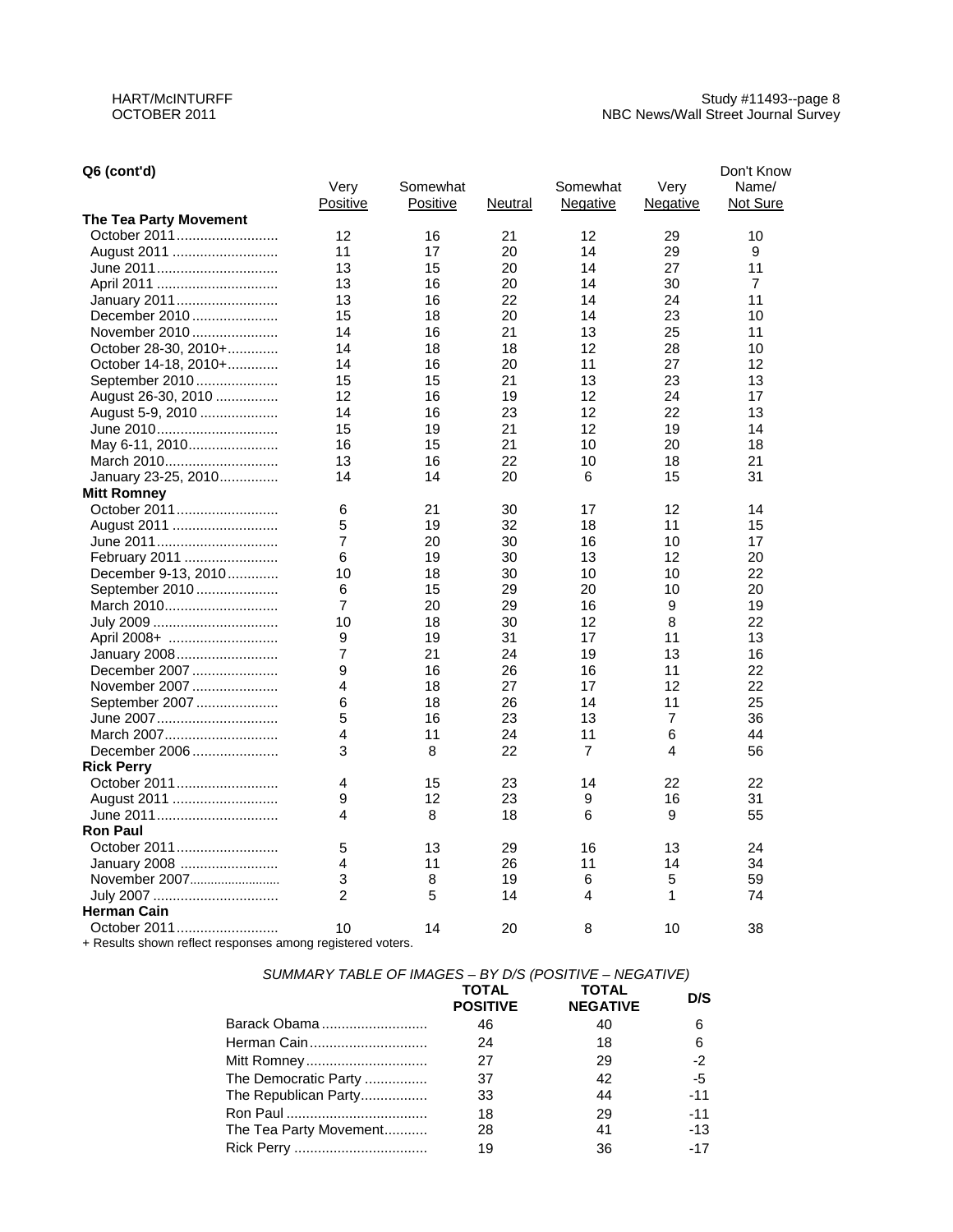**Q6 (cont'd)**

| | Very Positive | Somewhat Positive | Neutral | Somewhat Negative | Very Negative | Don't Know Name/ Not Sure |
|---|---|---|---|---|---|---|
| **The Tea Party Movement** | | | | | | |
| October 2011 | 12 | 16 | 21 | 12 | 29 | 10 |
| August 2011 | 11 | 17 | 20 | 14 | 29 | 9 |
| June 2011 | 13 | 15 | 20 | 14 | 27 | 11 |
| April 2011 | 13 | 16 | 20 | 14 | 30 | 7 |
| January 2011 | 13 | 16 | 22 | 14 | 24 | 11 |
| December 2010 | 15 | 18 | 20 | 14 | 23 | 10 |
| November 2010 | 14 | 16 | 21 | 13 | 25 | 11 |
| October 28-30, 2010+ | 14 | 18 | 18 | 12 | 28 | 10 |
| October 14-18, 2010+ | 14 | 16 | 20 | 11 | 27 | 12 |
| September 2010 | 15 | 15 | 21 | 13 | 23 | 13 |
| August 26-30, 2010 | 12 | 16 | 19 | 12 | 24 | 17 |
| August 5-9, 2010 | 14 | 16 | 23 | 12 | 22 | 13 |
| June 2010 | 15 | 19 | 21 | 12 | 19 | 14 |
| May 6-11, 2010 | 16 | 15 | 21 | 10 | 20 | 18 |
| March 2010 | 13 | 16 | 22 | 10 | 18 | 21 |
| January 23-25, 2010 | 14 | 14 | 20 | 6 | 15 | 31 |
| **Mitt Romney** | | | | | | |
| October 2011 | 6 | 21 | 30 | 17 | 12 | 14 |
| August 2011 | 5 | 19 | 32 | 18 | 11 | 15 |
| June 2011 | 7 | 20 | 30 | 16 | 10 | 17 |
| February 2011 | 6 | 19 | 30 | 13 | 12 | 20 |
| December 9-13, 2010 | 10 | 18 | 30 | 10 | 10 | 22 |
| September 2010 | 6 | 15 | 29 | 20 | 10 | 20 |
| March 2010 | 7 | 20 | 29 | 16 | 9 | 19 |
| July 2009 | 10 | 18 | 30 | 12 | 8 | 22 |
| April 2008+ | 9 | 19 | 31 | 17 | 11 | 13 |
| January 2008 | 7 | 21 | 24 | 19 | 13 | 16 |
| December 2007 | 9 | 16 | 26 | 16 | 11 | 22 |
| November 2007 | 4 | 18 | 27 | 17 | 12 | 22 |
| September 2007 | 6 | 18 | 26 | 14 | 11 | 25 |
| June 2007 | 5 | 16 | 23 | 13 | 7 | 36 |
| March 2007 | 4 | 11 | 24 | 11 | 6 | 44 |
| December 2006 | 3 | 8 | 22 | 7 | 4 | 56 |
| **Rick Perry** | | | | | | |
| October 2011 | 4 | 15 | 23 | 14 | 22 | 22 |
| August 2011 | 9 | 12 | 23 | 9 | 16 | 31 |
| June 2011 | 4 | 8 | 18 | 6 | 9 | 55 |
| **Ron Paul** | | | | | | |
| October 2011 | 5 | 13 | 29 | 16 | 13 | 24 |
| January 2008 | 4 | 11 | 26 | 11 | 14 | 34 |
| November 2007 | 3 | 8 | 19 | 6 | 5 | 59 |
| July 2007 | 2 | 5 | 14 | 4 | 1 | 74 |
| **Herman Cain** | | | | | | |
| October 2011 | 10 | 14 | 20 | 8 | 10 | 38 |

+ Results shown reflect responses among registered voters.

*SUMMARY TABLE OF IMAGES – BY D/S (POSITIVE – NEGATIVE)*

| | TOTAL POSITIVE | TOTAL NEGATIVE | D/S |
|---|---|---|---|
| Barack Obama | 46 | 40 | 6 |
| Herman Cain | 24 | 18 | 6 |
| Mitt Romney | 27 | 29 | -2 |
| The Democratic Party | 37 | 42 | -5 |
| The Republican Party | 33 | 44 | -11 |
| Ron Paul | 18 | 29 | -11 |
| The Tea Party Movement | 28 | 41 | -13 |
| Rick Perry | 19 | 36 | -17 |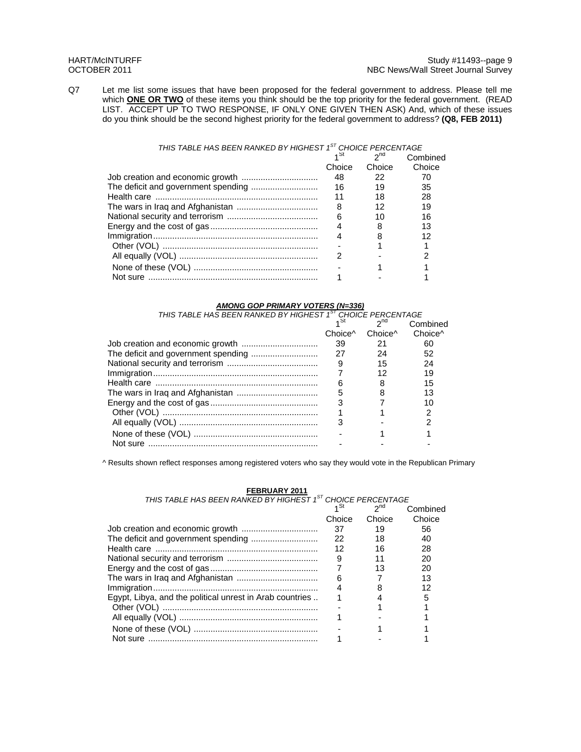Q7 Let me list some issues that have been proposed for the federal government to address. Please tell me which **ONE OR TWO** of these items you think should be the top priority for the federal government. (READ LIST. ACCEPT UP TO TWO RESPONSE, IF ONLY ONE GIVEN THEN ASK) And, which of these issues do you think should be the second highest priority for the federal government to address? **(Q8, FEB 2011)**

*THIS TABLE HAS BEEN RANKED BY HIGHEST 1ST CHOICE PERCENTAGE*

| | 1St Choice | 2nd Choice | Combined Choice |
|---|---|---|---|
| Job creation and economic growth | 48 | 22 | 70 |
| The deficit and government spending | 16 | 19 | 35 |
| Health care | 11 | 18 | 28 |
| The wars in Iraq and Afghanistan | 8 | 12 | 19 |
| National security and terrorism | 6 | 10 | 16 |
| Energy and the cost of gas | 4 | 8 | 13 |
| Immigration | 4 | 8 | 12 |
| Other (VOL) | - | 1 | 1 |
| All equally (VOL) | 2 | - | 2 |
| None of these (VOL) | - | 1 | 1 |
| Not sure | 1 | - | 1 |

***AMONG GOP PRIMARY VOTERS (N=336)***

*THIS TABLE HAS BEEN RANKED BY HIGHEST 1ST CHOICE PERCENTAGE*

| | 1St Choice^ | 2nd Choice^ | Combined Choice^ |
|---|---|---|---|
| Job creation and economic growth | 39 | 21 | 60 |
| The deficit and government spending | 27 | 24 | 52 |
| National security and terrorism | 9 | 15 | 24 |
| Immigration | 7 | 12 | 19 |
| Health care | 6 | 8 | 15 |
| The wars in Iraq and Afghanistan | 5 | 8 | 13 |
| Energy and the cost of gas | 3 | 7 | 10 |
| Other (VOL) | 1 | 1 | 2 |
| All equally (VOL) | 3 | - | 2 |
| None of these (VOL) | - | 1 | 1 |
| Not sure | - | - | - |

^ Results shown reflect responses among registered voters who say they would vote in the Republican Primary

**FEBRUARY 2011**

*THIS TABLE HAS BEEN RANKED BY HIGHEST 1ST CHOICE PERCENTAGE*

| | 1St Choice | 2nd Choice | Combined Choice |
|---|---|---|---|
| Job creation and economic growth | 37 | 19 | 56 |
| The deficit and government spending | 22 | 18 | 40 |
| Health care | 12 | 16 | 28 |
| National security and terrorism | 9 | 11 | 20 |
| Energy and the cost of gas | 7 | 13 | 20 |
| The wars in Iraq and Afghanistan | 6 | 7 | 13 |
| Immigration | 4 | 8 | 12 |
| Egypt, Libya, and the political unrest in Arab countries | 1 | 4 | 5 |
| Other (VOL) | - | 1 | 1 |
| All equally (VOL) | 1 | - | 1 |
| None of these (VOL) | - | 1 | 1 |
| Not sure | 1 | - | 1 |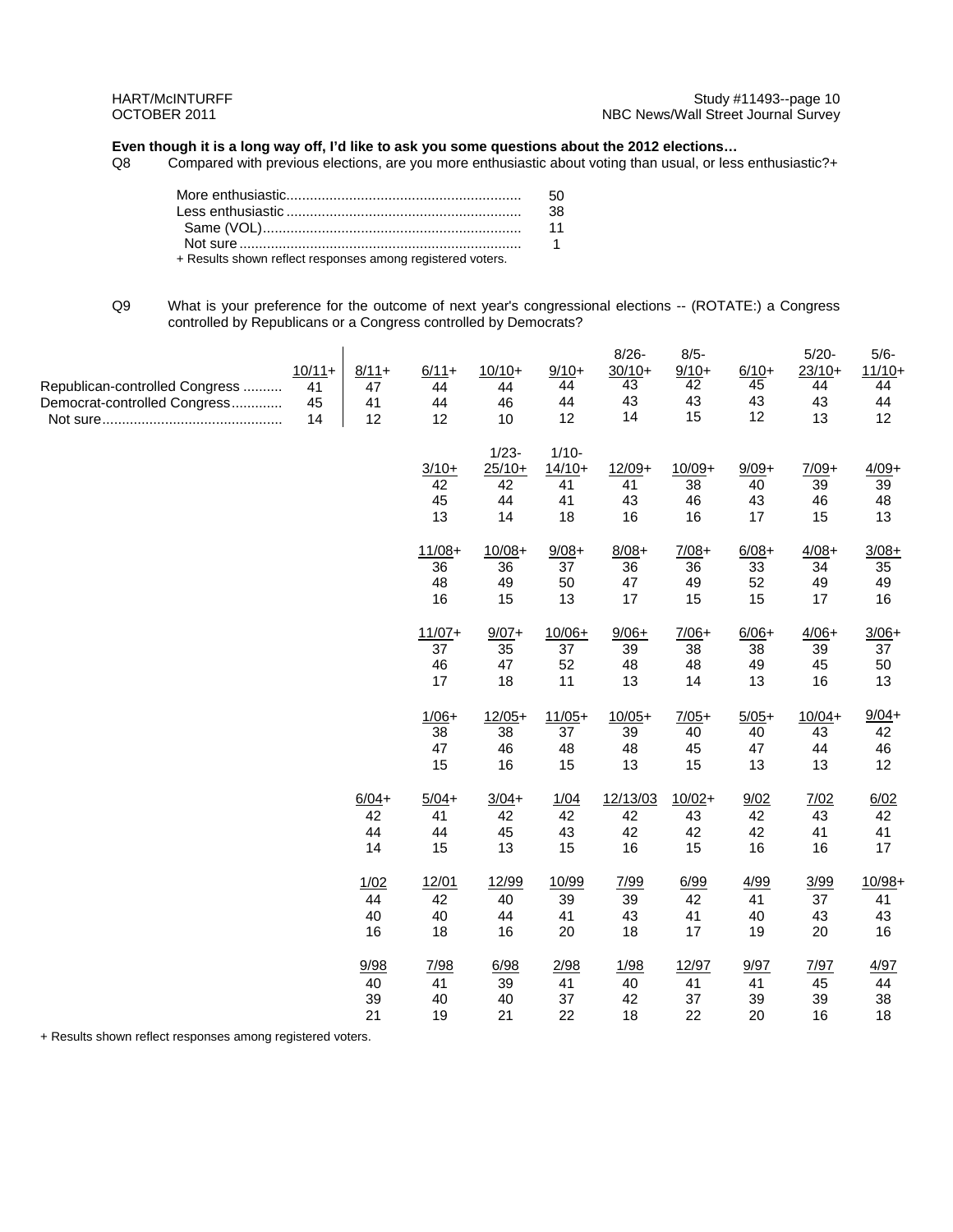**Even though it is a long way off, I'd like to ask you some questions about the 2012 elections…**

Q8 Compared with previous elections, are you more enthusiastic about voting than usual, or less enthusiastic?+

| | |
|---|---|
| More enthusiastic | 50 |
| Less enthusiastic | 38 |
| Same (VOL) | 11 |
| Not sure | 1 |

+ Results shown reflect responses among registered voters.

Q9 What is your preference for the outcome of next year's congressional elections -- (ROTATE:) a Congress controlled by Republicans or a Congress controlled by Democrats?

| | 10/11+ | 8/11+ | 6/11+ | 10/10+ | 9/10+ | 8/26-30/10+ | 8/5-9/10+ | 6/10+ | 5/20-23/10+ | 5/6-11/10+ |
|---|---|---|---|---|---|---|---|---|---|---|
| Republican-controlled Congress | 41 | 47 | 44 | 44 | 44 | 43 | 42 | 45 | 44 | 44 |
| Democrat-controlled Congress | 45 | 41 | 44 | 46 | 44 | 43 | 43 | 43 | 43 | 44 |
| Not sure | 14 | 12 | 12 | 10 | 12 | 14 | 15 | 12 | 13 | 12 |

| | 3/10+ | 1/23-25/10+ | 1/10-14/10+ | 12/09+ | 10/09+ | 9/09+ | 7/09+ | 4/09+ |
|---|---|---|---|---|---|---|---|---|
| Republican-controlled Congress | 42 | 42 | 41 | 41 | 38 | 40 | 39 | 39 |
| Democrat-controlled Congress | 45 | 44 | 41 | 43 | 46 | 43 | 46 | 48 |
| Not sure | 13 | 14 | 18 | 16 | 16 | 17 | 15 | 13 |

| | 11/08+ | 10/08+ | 9/08+ | 8/08+ | 7/08+ | 6/08+ | 4/08+ | 3/08+ |
|---|---|---|---|---|---|---|---|---|
| Republican-controlled Congress | 36 | 36 | 37 | 36 | 36 | 33 | 34 | 35 |
| Democrat-controlled Congress | 48 | 49 | 50 | 47 | 49 | 52 | 49 | 49 |
| Not sure | 16 | 15 | 13 | 17 | 15 | 15 | 17 | 16 |

| | 11/07+ | 9/07+ | 10/06+ | 9/06+ | 7/06+ | 6/06+ | 4/06+ | 3/06+ |
|---|---|---|---|---|---|---|---|---|
| Republican-controlled Congress | 37 | 35 | 37 | 39 | 38 | 38 | 39 | 37 |
| Democrat-controlled Congress | 46 | 47 | 52 | 48 | 48 | 49 | 45 | 50 |
| Not sure | 17 | 18 | 11 | 13 | 14 | 13 | 16 | 13 |

| | 1/06+ | 12/05+ | 11/05+ | 10/05+ | 7/05+ | 5/05+ | 10/04+ | 9/04+ |
|---|---|---|---|---|---|---|---|---|
| Republican-controlled Congress | 38 | 38 | 37 | 39 | 40 | 40 | 43 | 42 |
| Democrat-controlled Congress | 47 | 46 | 48 | 48 | 45 | 47 | 44 | 46 |
| Not sure | 15 | 16 | 15 | 13 | 15 | 13 | 13 | 12 |

| | 6/04+ | 5/04+ | 3/04+ | 1/04 | 12/13/03 | 10/02+ | 9/02 | 7/02 | 6/02 |
|---|---|---|---|---|---|---|---|---|---|
| Republican-controlled Congress | 42 | 41 | 42 | 42 | 42 | 43 | 42 | 43 | 42 |
| Democrat-controlled Congress | 44 | 44 | 45 | 43 | 42 | 42 | 42 | 41 | 41 |
| Not sure | 14 | 15 | 13 | 15 | 16 | 15 | 16 | 16 | 17 |

| | 1/02 | 12/01 | 12/99 | 10/99 | 7/99 | 6/99 | 4/99 | 3/99 | 10/98+ |
|---|---|---|---|---|---|---|---|---|---|
| Republican-controlled Congress | 44 | 42 | 40 | 39 | 39 | 42 | 41 | 37 | 41 |
| Democrat-controlled Congress | 40 | 40 | 44 | 41 | 43 | 41 | 40 | 43 | 43 |
| Not sure | 16 | 18 | 16 | 20 | 18 | 17 | 19 | 20 | 16 |

| | 9/98 | 7/98 | 6/98 | 2/98 | 1/98 | 12/97 | 9/97 | 7/97 | 4/97 |
|---|---|---|---|---|---|---|---|---|---|
| Republican-controlled Congress | 40 | 41 | 39 | 41 | 40 | 41 | 41 | 45 | 44 |
| Democrat-controlled Congress | 39 | 40 | 40 | 37 | 42 | 37 | 39 | 39 | 38 |
| Not sure | 21 | 19 | 21 | 22 | 18 | 22 | 20 | 16 | 18 |

+ Results shown reflect responses among registered voters.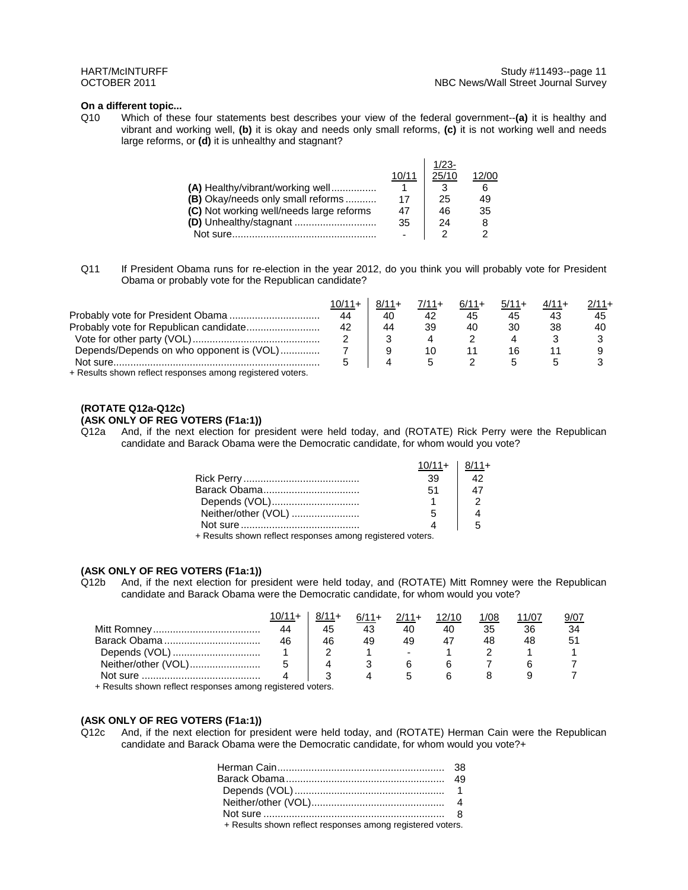**On a different topic...**

Q10 Which of these four statements best describes your view of the federal government--**(a)** it is healthy and vibrant and working well, **(b)** it is okay and needs only small reforms, **(c)** it is not working well and needs large reforms, or **(d)** it is unhealthy and stagnant?

| | 10/11 | 1/23-25/10 | 12/00 |
|---|---|---|---|
| **(A)** Healthy/vibrant/working well | 1 | 3 | 6 |
| **(B)** Okay/needs only small reforms | 17 | 25 | 49 |
| **(C)** Not working well/needs large reforms | 47 | 46 | 35 |
| **(D)** Unhealthy/stagnant | 35 | 24 | 8 |
| Not sure | - | 2 | 2 |

Q11 If President Obama runs for re-election in the year 2012, do you think you will probably vote for President Obama or probably vote for the Republican candidate?

| | 10/11+ | 8/11+ | 7/11+ | 6/11+ | 5/11+ | 4/11+ | 2/11+ |
|---|---|---|---|---|---|---|---|
| Probably vote for President Obama | 44 | 40 | 42 | 45 | 45 | 43 | 45 |
| Probably vote for Republican candidate | 42 | 44 | 39 | 40 | 30 | 38 | 40 |
| Vote for other party (VOL) | 2 | 3 | 4 | 2 | 4 | 3 | 3 |
| Depends/Depends on who opponent is (VOL) | 7 | 9 | 10 | 11 | 16 | 11 | 9 |
| Not sure | 5 | 4 | 5 | 2 | 5 | 5 | 3 |

+ Results shown reflect responses among registered voters.

**(ROTATE Q12a-Q12c)**

**(ASK ONLY OF REG VOTERS (F1a:1))**

Q12a And, if the next election for president were held today, and (ROTATE) Rick Perry were the Republican candidate and Barack Obama were the Democratic candidate, for whom would you vote?

| | 10/11+ | 8/11+ |
|---|---|---|
| Rick Perry | 39 | 42 |
| Barack Obama | 51 | 47 |
| Depends (VOL) | 1 | 2 |
| Neither/other (VOL) | 5 | 4 |
| Not sure | 4 | 5 |

+ Results shown reflect responses among registered voters.

**(ASK ONLY OF REG VOTERS (F1a:1))**

Q12b And, if the next election for president were held today, and (ROTATE) Mitt Romney were the Republican candidate and Barack Obama were the Democratic candidate, for whom would you vote?

| | 10/11+ | 8/11+ | 6/11+ | 2/11+ | 12/10 | 1/08 | 11/07 | 9/07 |
|---|---|---|---|---|---|---|---|---|
| Mitt Romney | 44 | 45 | 43 | 40 | 40 | 35 | 36 | 34 |
| Barack Obama | 46 | 46 | 49 | 49 | 47 | 48 | 48 | 51 |
| Depends (VOL) | 1 | 2 | 1 | - | 1 | 2 | 1 | 1 |
| Neither/other (VOL) | 5 | 4 | 3 | 6 | 6 | 7 | 6 | 7 |
| Not sure | 4 | 3 | 4 | 5 | 6 | 8 | 9 | 7 |

+ Results shown reflect responses among registered voters.

**(ASK ONLY OF REG VOTERS (F1a:1))**

Q12c And, if the next election for president were held today, and (ROTATE) Herman Cain were the Republican candidate and Barack Obama were the Democratic candidate, for whom would you vote?+

| | |
|---|---|
| Herman Cain | 38 |
| Barack Obama | 49 |
| Depends (VOL) | 1 |
| Neither/other (VOL) | 4 |
| Not sure | 8 |

+ Results shown reflect responses among registered voters.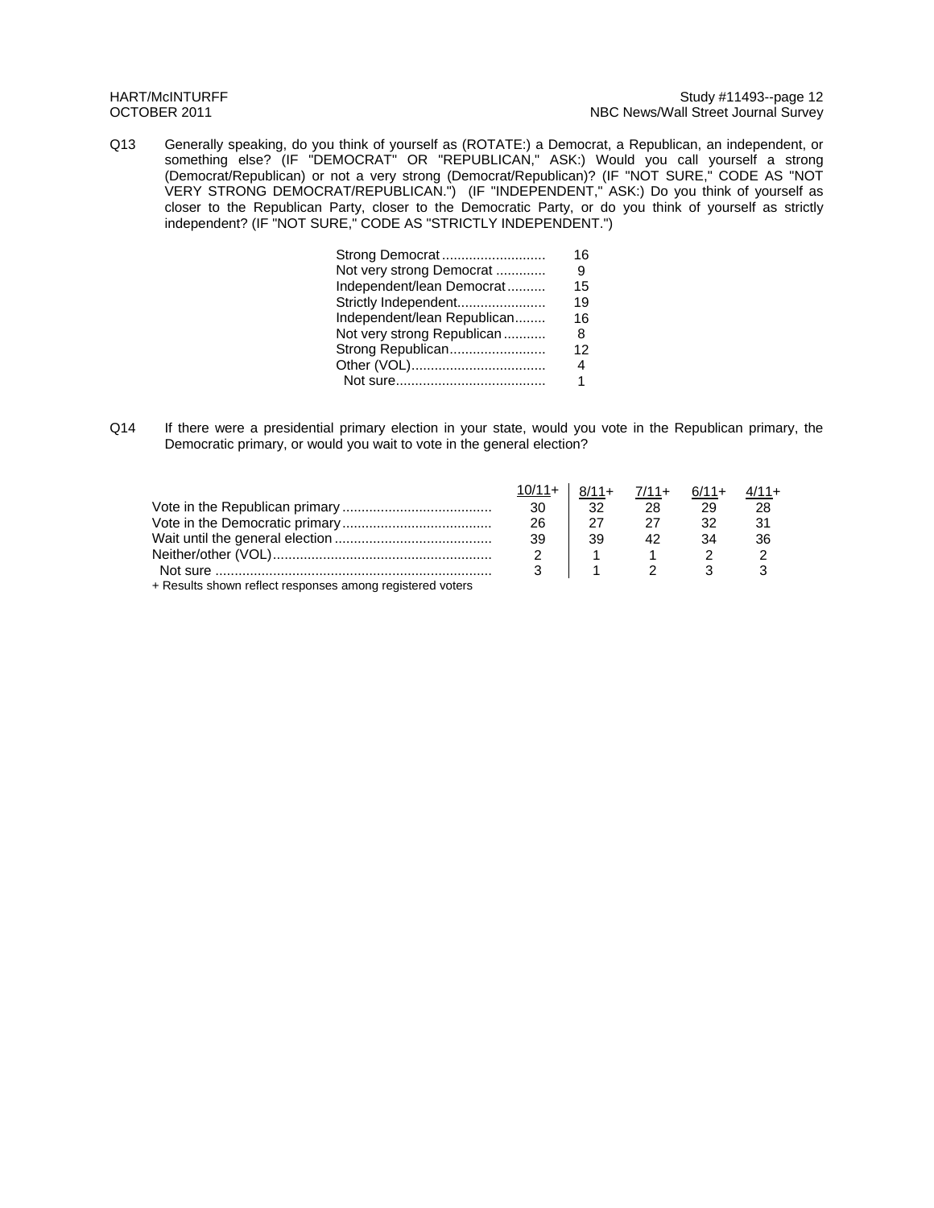Q13 Generally speaking, do you think of yourself as (ROTATE:) a Democrat, a Republican, an independent, or something else? (IF "DEMOCRAT" OR "REPUBLICAN," ASK:) Would you call yourself a strong (Democrat/Republican) or not a very strong (Democrat/Republican)? (IF "NOT SURE," CODE AS "NOT VERY STRONG DEMOCRAT/REPUBLICAN.") (IF "INDEPENDENT," ASK:) Do you think of yourself as closer to the Republican Party, closer to the Democratic Party, or do you think of yourself as strictly independent? (IF "NOT SURE," CODE AS "STRICTLY INDEPENDENT.")

| | |
|---|---|
| Strong Democrat | 16 |
| Not very strong Democrat | 9 |
| Independent/lean Democrat | 15 |
| Strictly Independent | 19 |
| Independent/lean Republican | 16 |
| Not very strong Republican | 8 |
| Strong Republican | 12 |
| Other (VOL) | 4 |
| Not sure | 1 |

Q14 If there were a presidential primary election in your state, would you vote in the Republican primary, the Democratic primary, or would you wait to vote in the general election?

| | 10/11+ | 8/11+ | 7/11+ | 6/11+ | 4/11+ |
|---|---|---|---|---|---|
| Vote in the Republican primary | 30 | 32 | 28 | 29 | 28 |
| Vote in the Democratic primary | 26 | 27 | 27 | 32 | 31 |
| Wait until the general election | 39 | 39 | 42 | 34 | 36 |
| Neither/other (VOL) | 2 | 1 | 1 | 2 | 2 |
| Not sure | 3 | 1 | 2 | 3 | 3 |

+ Results shown reflect responses among registered voters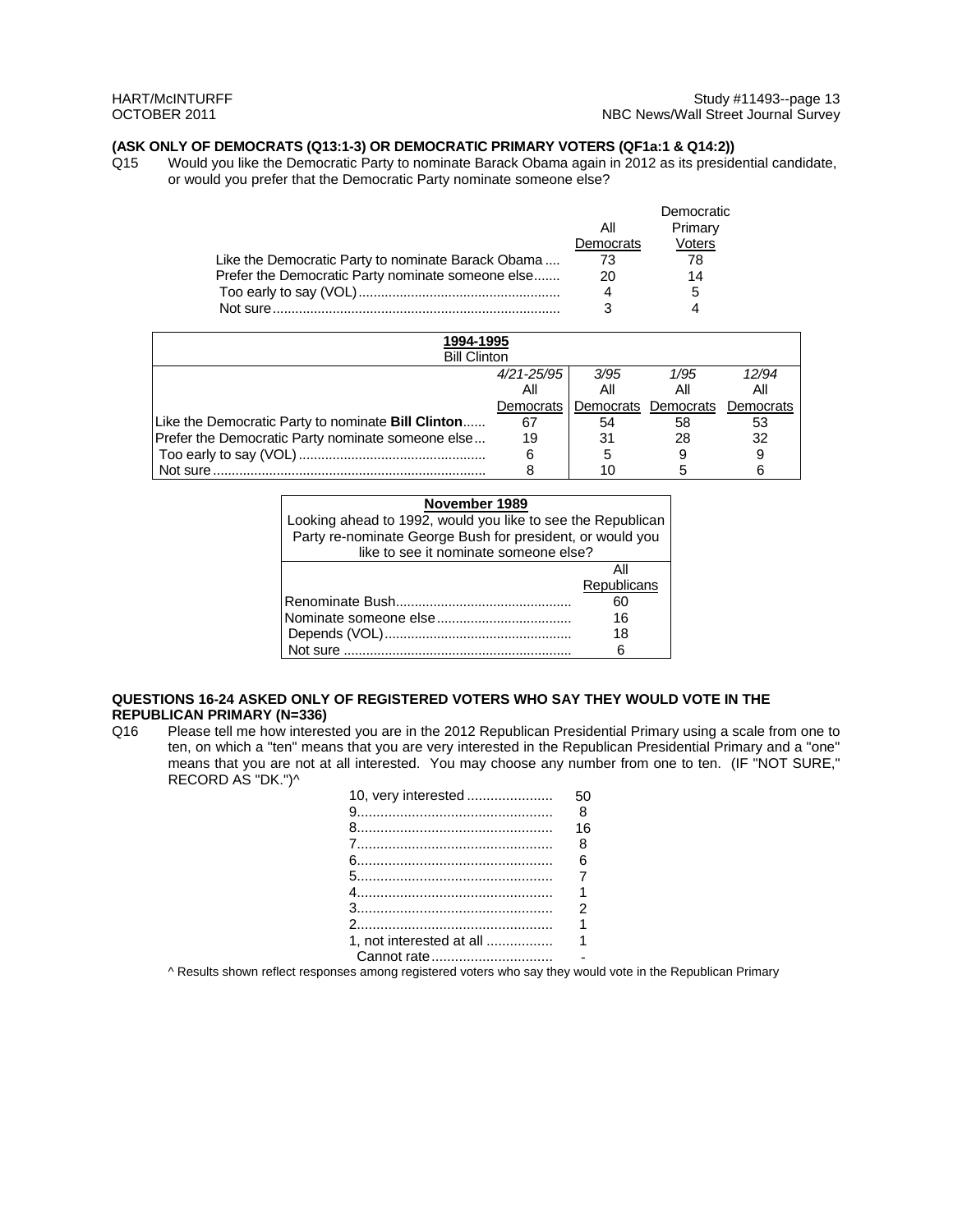**(ASK ONLY OF DEMOCRATS (Q13:1-3) OR DEMOCRATIC PRIMARY VOTERS (QF1a:1 & Q14:2))**

Q15 Would you like the Democratic Party to nominate Barack Obama again in 2012 as its presidential candidate, or would you prefer that the Democratic Party nominate someone else?

| | All Democrats | Democratic Primary Voters |
|---|---|---|
| Like the Democratic Party to nominate Barack Obama | 73 | 78 |
| Prefer the Democratic Party nominate someone else | 20 | 14 |
| Too early to say (VOL) | 4 | 5 |
| Not sure | 3 | 4 |

| **1994-1995** Bill Clinton | | | | |
|---|---|---|---|---|
| | *4/21-25/95* All Democrats | *3/95* All Democrats | *1/95* All Democrats | *12/94* All Democrats |
| Like the Democratic Party to nominate **Bill Clinton** | 67 | 54 | 58 | 53 |
| Prefer the Democratic Party nominate someone else | 19 | 31 | 28 | 32 |
| Too early to say (VOL) | 6 | 5 | 9 | 9 |
| Not sure | 8 | 10 | 5 | 6 |

| **November 1989** Looking ahead to 1992, would you like to see the Republican Party re-nominate George Bush for president, or would you like to see it nominate someone else? | |
|---|---|
| | All Republicans |
| Renominate Bush | 60 |
| Nominate someone else | 16 |
| Depends (VOL) | 18 |
| Not sure | 6 |

**QUESTIONS 16-24 ASKED ONLY OF REGISTERED VOTERS WHO SAY THEY WOULD VOTE IN THE REPUBLICAN PRIMARY (N=336)**

Q16 Please tell me how interested you are in the 2012 Republican Presidential Primary using a scale from one to ten, on which a "ten" means that you are very interested in the Republican Presidential Primary and a "one" means that you are not at all interested. You may choose any number from one to ten. (IF "NOT SURE," RECORD AS "DK.")^

| | |
|---|---|
| 10, very interested | 50 |
| 9 | 8 |
| 8 | 16 |
| 7 | 8 |
| 6 | 6 |
| 5 | 7 |
| 4 | 1 |
| 3 | 2 |
| 2 | 1 |
| 1, not interested at all | 1 |
| Cannot rate | - |

^ Results shown reflect responses among registered voters who say they would vote in the Republican Primary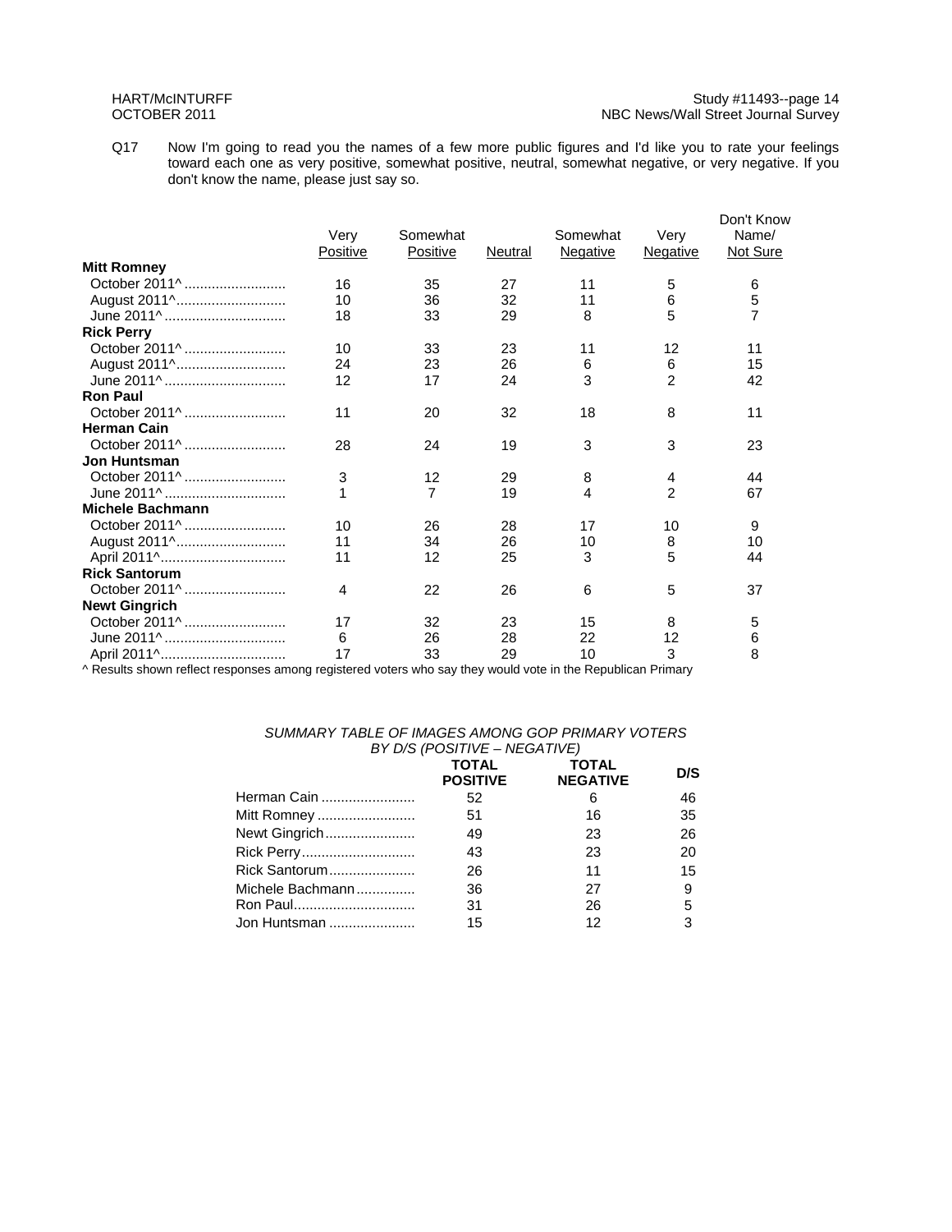Q17 Now I'm going to read you the names of a few more public figures and I'd like you to rate your feelings toward each one as very positive, somewhat positive, neutral, somewhat negative, or very negative. If you don't know the name, please just say so.

| | Very Positive | Somewhat Positive | Neutral | Somewhat Negative | Very Negative | Don't Know Name/ Not Sure |
|---|---|---|---|---|---|---|
| **Mitt Romney** | | | | | | |
| October 2011^ | 16 | 35 | 27 | 11 | 5 | 6 |
| August 2011^ | 10 | 36 | 32 | 11 | 6 | 5 |
| June 2011^ | 18 | 33 | 29 | 8 | 5 | 7 |
| **Rick Perry** | | | | | | |
| October 2011^ | 10 | 33 | 23 | 11 | 12 | 11 |
| August 2011^ | 24 | 23 | 26 | 6 | 6 | 15 |
| June 2011^ | 12 | 17 | 24 | 3 | 2 | 42 |
| **Ron Paul** | | | | | | |
| October 2011^ | 11 | 20 | 32 | 18 | 8 | 11 |
| **Herman Cain** | | | | | | |
| October 2011^ | 28 | 24 | 19 | 3 | 3 | 23 |
| **Jon Huntsman** | | | | | | |
| October 2011^ | 3 | 12 | 29 | 8 | 4 | 44 |
| June 2011^ | 1 | 7 | 19 | 4 | 2 | 67 |
| **Michele Bachmann** | | | | | | |
| October 2011^ | 10 | 26 | 28 | 17 | 10 | 9 |
| August 2011^ | 11 | 34 | 26 | 10 | 8 | 10 |
| April 2011^ | 11 | 12 | 25 | 3 | 5 | 44 |
| **Rick Santorum** | | | | | | |
| October 2011^ | 4 | 22 | 26 | 6 | 5 | 37 |
| **Newt Gingrich** | | | | | | |
| October 2011^ | 17 | 32 | 23 | 15 | 8 | 5 |
| June 2011^ | 6 | 26 | 28 | 22 | 12 | 6 |
| April 2011^ | 17 | 33 | 29 | 10 | 3 | 8 |

^ Results shown reflect responses among registered voters who say they would vote in the Republican Primary

*SUMMARY TABLE OF IMAGES AMONG GOP PRIMARY VOTERS BY D/S (POSITIVE – NEGATIVE)*

| | TOTAL POSITIVE | TOTAL NEGATIVE | D/S |
|---|---|---|---|
| Herman Cain | 52 | 6 | 46 |
| Mitt Romney | 51 | 16 | 35 |
| Newt Gingrich | 49 | 23 | 26 |
| Rick Perry | 43 | 23 | 20 |
| Rick Santorum | 26 | 11 | 15 |
| Michele Bachmann | 36 | 27 | 9 |
| Ron Paul | 31 | 26 | 5 |
| Jon Huntsman | 15 | 12 | 3 |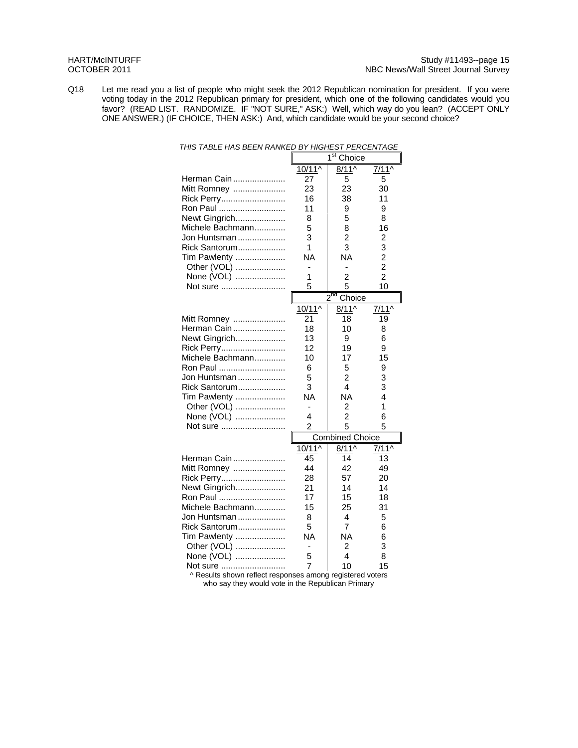Q18 Let me read you a list of people who might seek the 2012 Republican nomination for president. If you were voting today in the 2012 Republican primary for president, which **one** of the following candidates would you favor? (READ LIST. RANDOMIZE. IF "NOT SURE," ASK:) Well, which way do you lean? (ACCEPT ONLY ONE ANSWER.) (IF CHOICE, THEN ASK:) And, which candidate would be your second choice?

*THIS TABLE HAS BEEN RANKED BY HIGHEST PERCENTAGE*

| | 1st Choice | | |
|---|---|---|---|
| | 10/11^ | 8/11^ | 7/11^ |
| Herman Cain | 27 | 5 | 5 |
| Mitt Romney | 23 | 23 | 30 |
| Rick Perry | 16 | 38 | 11 |
| Ron Paul | 11 | 9 | 9 |
| Newt Gingrich | 8 | 5 | 8 |
| Michele Bachmann | 5 | 8 | 16 |
| Jon Huntsman | 3 | 2 | 2 |
| Rick Santorum | 1 | 3 | 3 |
| Tim Pawlenty | NA | NA | 2 |
| Other (VOL) | - | - | 2 |
| None (VOL) | 1 | 2 | 2 |
| Not sure | 5 | 5 | 10 |

| | 2nd Choice | | |
|---|---|---|---|
| | 10/11^ | 8/11^ | 7/11^ |
| Mitt Romney | 21 | 18 | 19 |
| Herman Cain | 18 | 10 | 8 |
| Newt Gingrich | 13 | 9 | 6 |
| Rick Perry | 12 | 19 | 9 |
| Michele Bachmann | 10 | 17 | 15 |
| Ron Paul | 6 | 5 | 9 |
| Jon Huntsman | 5 | 2 | 3 |
| Rick Santorum | 3 | 4 | 3 |
| Tim Pawlenty | NA | NA | 4 |
| Other (VOL) | - | 2 | 1 |
| None (VOL) | 4 | 2 | 6 |
| Not sure | 2 | 5 | 5 |

| | Combined Choice | | |
|---|---|---|---|
| | 10/11^ | 8/11^ | 7/11^ |
| Herman Cain | 45 | 14 | 13 |
| Mitt Romney | 44 | 42 | 49 |
| Rick Perry | 28 | 57 | 20 |
| Newt Gingrich | 21 | 14 | 14 |
| Ron Paul | 17 | 15 | 18 |
| Michele Bachmann | 15 | 25 | 31 |
| Jon Huntsman | 8 | 4 | 5 |
| Rick Santorum | 5 | 7 | 6 |
| Tim Pawlenty | NA | NA | 6 |
| Other (VOL) | - | 2 | 3 |
| None (VOL) | 5 | 4 | 8 |
| Not sure | 7 | 10 | 15 |

^ Results shown reflect responses among registered voters who say they would vote in the Republican Primary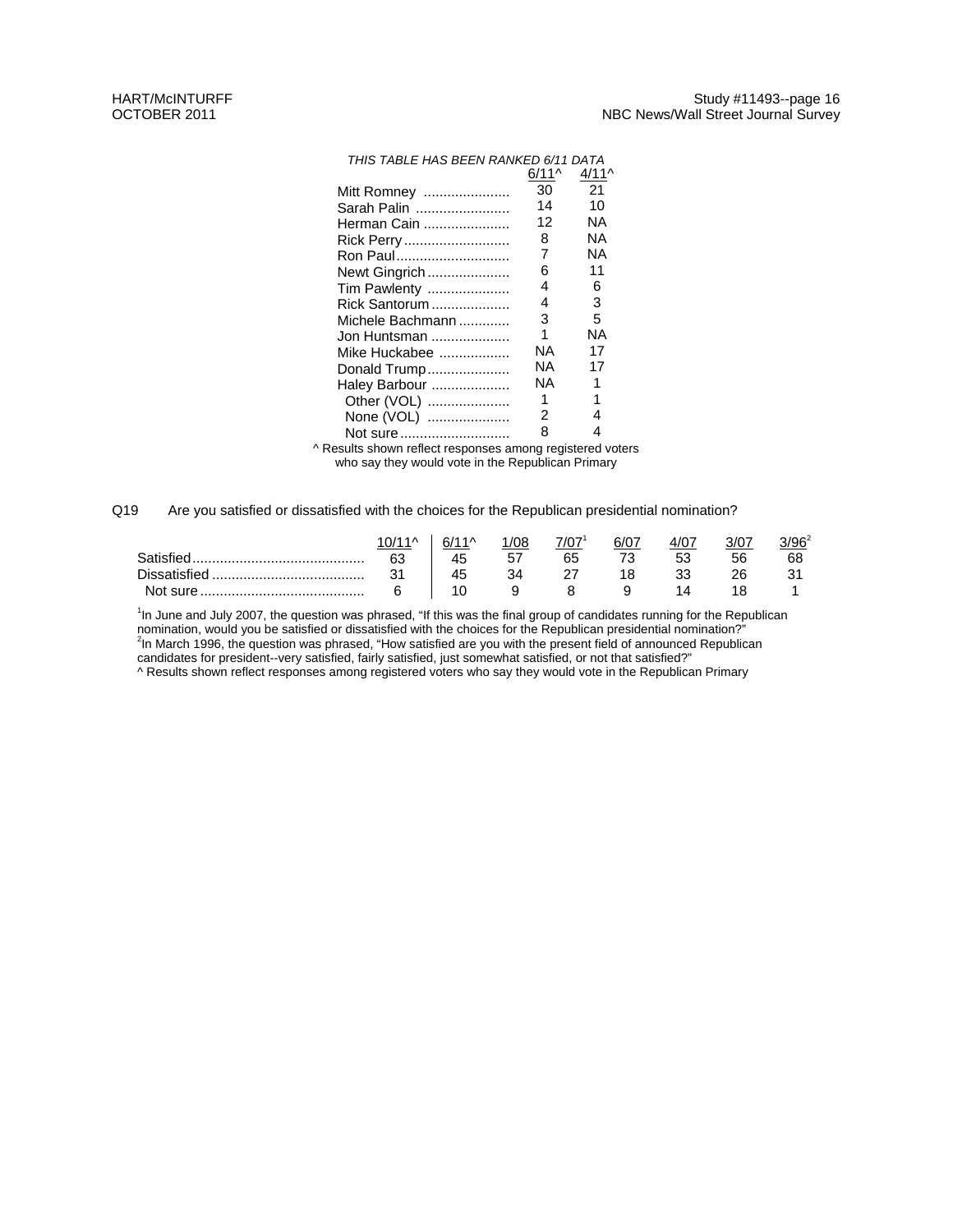*THIS TABLE HAS BEEN RANKED 6/11 DATA*

| | 6/11^ | 4/11^ |
|---|---|---|
| Mitt Romney | 30 | 21 |
| Sarah Palin | 14 | 10 |
| Herman Cain | 12 | NA |
| Rick Perry | 8 | NA |
| Ron Paul | 7 | NA |
| Newt Gingrich | 6 | 11 |
| Tim Pawlenty | 4 | 6 |
| Rick Santorum | 4 | 3 |
| Michele Bachmann | 3 | 5 |
| Jon Huntsman | 1 | NA |
| Mike Huckabee | NA | 17 |
| Donald Trump | NA | 17 |
| Haley Barbour | NA | 1 |
| Other (VOL) | 1 | 1 |
| None (VOL) | 2 | 4 |
| Not sure | 8 | 4 |

^ Results shown reflect responses among registered voters who say they would vote in the Republican Primary

Q19 Are you satisfied or dissatisfied with the choices for the Republican presidential nomination?

| | 10/11^ | 6/11^ | 1/08 | 7/07[1] | 6/07 | 4/07 | 3/07 | 3/96[2] |
|---|---|---|---|---|---|---|---|---|
| Satisfied | 63 | 45 | 57 | 65 | 73 | 53 | 56 | 68 |
| Dissatisfied | 31 | 45 | 34 | 27 | 18 | 33 | 26 | 31 |
| Not sure | 6 | 10 | 9 | 8 | 9 | 14 | 18 | 1 |

[1]In June and July 2007, the question was phrased, "If this was the final group of candidates running for the Republican nomination, would you be satisfied or dissatisfied with the choices for the Republican presidential nomination?"
[2]In March 1996, the question was phrased, "How satisfied are you with the present field of announced Republican candidates for president--very satisfied, fairly satisfied, just somewhat satisfied, or not that satisfied?"
^ Results shown reflect responses among registered voters who say they would vote in the Republican Primary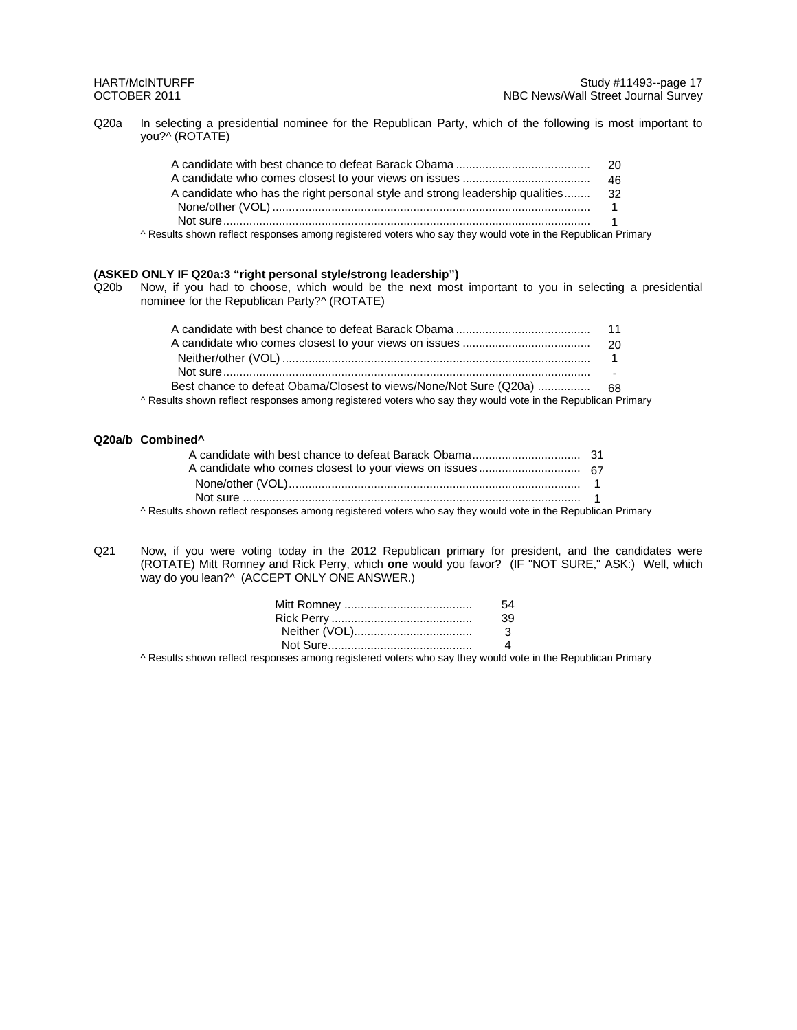Q20a In selecting a presidential nominee for the Republican Party, which of the following is most important to you?^ (ROTATE)

| | |
|---|---|
| A candidate with best chance to defeat Barack Obama | 20 |
| A candidate who comes closest to your views on issues | 46 |
| A candidate who has the right personal style and strong leadership qualities | 32 |
| None/other (VOL) | 1 |
| Not sure | 1 |

^ Results shown reflect responses among registered voters who say they would vote in the Republican Primary

**(ASKED ONLY IF Q20a:3 "right personal style/strong leadership")**

Q20b Now, if you had to choose, which would be the next most important to you in selecting a presidential nominee for the Republican Party?^ (ROTATE)

| | |
|---|---|
| A candidate with best chance to defeat Barack Obama | 11 |
| A candidate who comes closest to your views on issues | 20 |
| Neither/other (VOL) | 1 |
| Not sure | - |
| Best chance to defeat Obama/Closest to views/None/Not Sure (Q20a) | 68 |

^ Results shown reflect responses among registered voters who say they would vote in the Republican Primary

**Q20a/b Combined^**

| | |
|---|---|
| A candidate with best chance to defeat Barack Obama | 31 |
| A candidate who comes closest to your views on issues | 67 |
| None/other (VOL) | 1 |
| Not sure | 1 |

^ Results shown reflect responses among registered voters who say they would vote in the Republican Primary

Q21 Now, if you were voting today in the 2012 Republican primary for president, and the candidates were (ROTATE) Mitt Romney and Rick Perry, which **one** would you favor? (IF "NOT SURE," ASK:) Well, which way do you lean?^ (ACCEPT ONLY ONE ANSWER.)

| | |
|---|---|
| Mitt Romney | 54 |
| Rick Perry | 39 |
| Neither (VOL) | 3 |
| Not Sure | 4 |

^ Results shown reflect responses among registered voters who say they would vote in the Republican Primary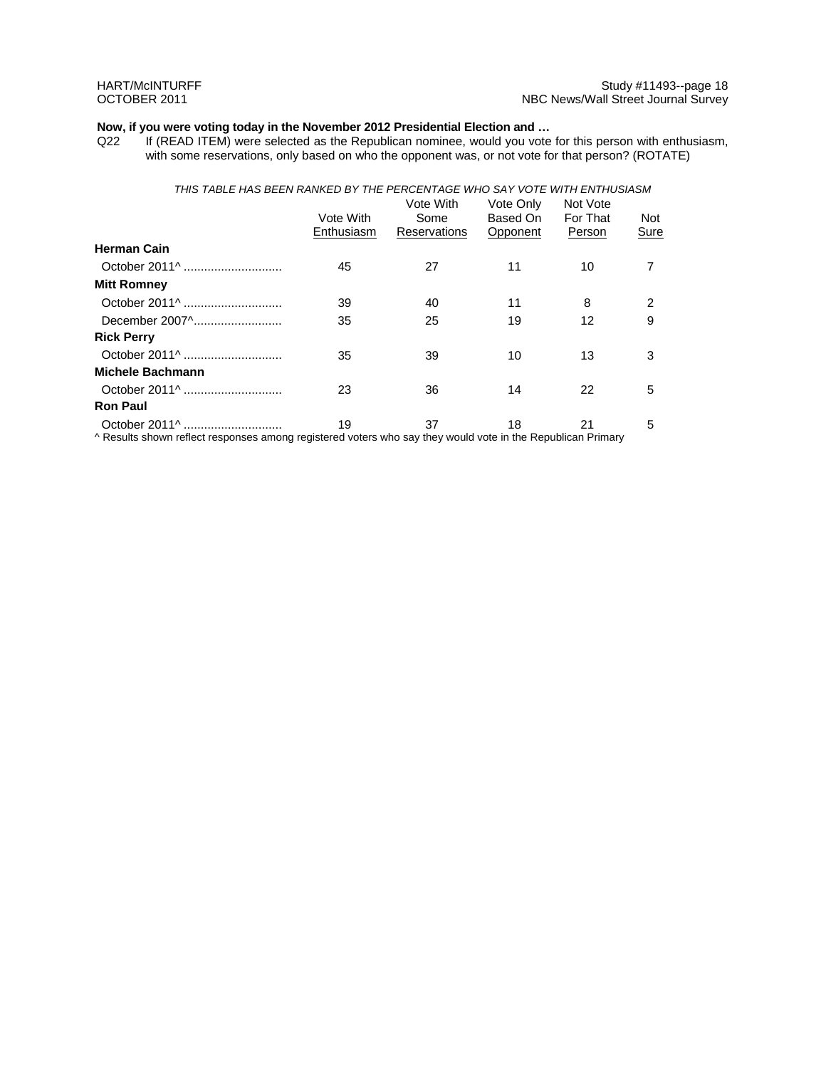**Now, if you were voting today in the November 2012 Presidential Election and …**

Q22 If (READ ITEM) were selected as the Republican nominee, would you vote for this person with enthusiasm, with some reservations, only based on who the opponent was, or not vote for that person? (ROTATE)

*THIS TABLE HAS BEEN RANKED BY THE PERCENTAGE WHO SAY VOTE WITH ENTHUSIASM*

| | Vote With Enthusiasm | Vote With Some Reservations | Vote Only Based On Opponent | Not Vote For That Person | Not Sure |
|---|---|---|---|---|---|
| **Herman Cain** | | | | | |
| October 2011^ | 45 | 27 | 11 | 10 | 7 |
| **Mitt Romney** | | | | | |
| October 2011^ | 39 | 40 | 11 | 8 | 2 |
| December 2007^ | 35 | 25 | 19 | 12 | 9 |
| **Rick Perry** | | | | | |
| October 2011^ | 35 | 39 | 10 | 13 | 3 |
| **Michele Bachmann** | | | | | |
| October 2011^ | 23 | 36 | 14 | 22 | 5 |
| **Ron Paul** | | | | | |
| October 2011^ | 19 | 37 | 18 | 21 | 5 |

^ Results shown reflect responses among registered voters who say they would vote in the Republican Primary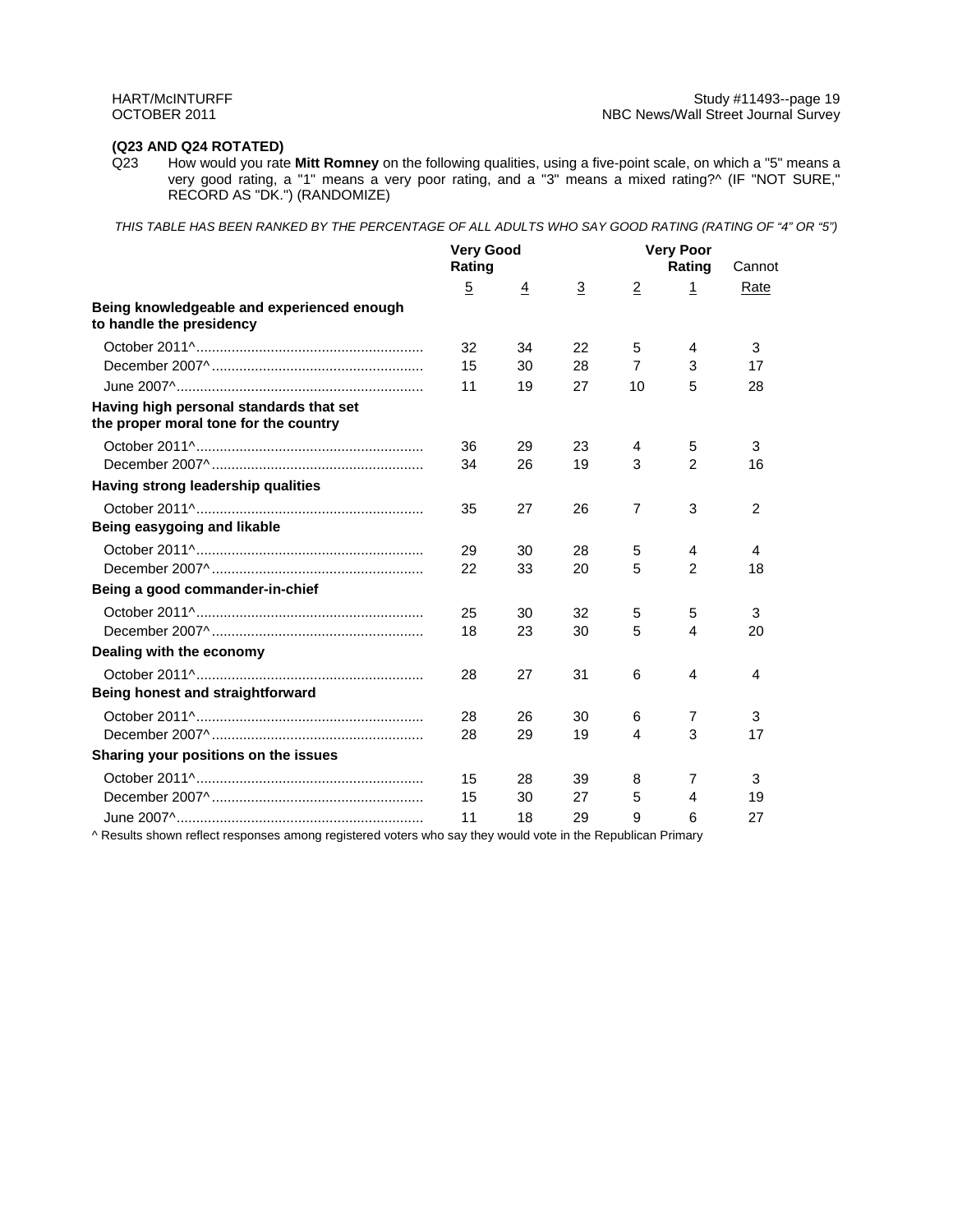**(Q23 AND Q24 ROTATED)**

Q23 How would you rate **Mitt Romney** on the following qualities, using a five-point scale, on which a "5" means a very good rating, a "1" means a very poor rating, and a "3" means a mixed rating?^ (IF "NOT SURE," RECORD AS "DK.") (RANDOMIZE)

*THIS TABLE HAS BEEN RANKED BY THE PERCENTAGE OF ALL ADULTS WHO SAY GOOD RATING (RATING OF "4" OR "5")*

| | Very Good Rating | | | | Very Poor Rating | Cannot |
|---|---|---|---|---|---|---|
| | 5 | 4 | 3 | 2 | 1 | Rate |
| **Being knowledgeable and experienced enough to handle the presidency** | | | | | | |
| October 2011^ | 32 | 34 | 22 | 5 | 4 | 3 |
| December 2007^ | 15 | 30 | 28 | 7 | 3 | 17 |
| June 2007^ | 11 | 19 | 27 | 10 | 5 | 28 |
| **Having high personal standards that set the proper moral tone for the country** | | | | | | |
| October 2011^ | 36 | 29 | 23 | 4 | 5 | 3 |
| December 2007^ | 34 | 26 | 19 | 3 | 2 | 16 |
| **Having strong leadership qualities** | | | | | | |
| October 2011^ | 35 | 27 | 26 | 7 | 3 | 2 |
| **Being easygoing and likable** | | | | | | |
| October 2011^ | 29 | 30 | 28 | 5 | 4 | 4 |
| December 2007^ | 22 | 33 | 20 | 5 | 2 | 18 |
| **Being a good commander-in-chief** | | | | | | |
| October 2011^ | 25 | 30 | 32 | 5 | 5 | 3 |
| December 2007^ | 18 | 23 | 30 | 5 | 4 | 20 |
| **Dealing with the economy** | | | | | | |
| October 2011^ | 28 | 27 | 31 | 6 | 4 | 4 |
| **Being honest and straightforward** | | | | | | |
| October 2011^ | 28 | 26 | 30 | 6 | 7 | 3 |
| December 2007^ | 28 | 29 | 19 | 4 | 3 | 17 |
| **Sharing your positions on the issues** | | | | | | |
| October 2011^ | 15 | 28 | 39 | 8 | 7 | 3 |
| December 2007^ | 15 | 30 | 27 | 5 | 4 | 19 |
| June 2007^ | 11 | 18 | 29 | 9 | 6 | 27 |

^ Results shown reflect responses among registered voters who say they would vote in the Republican Primary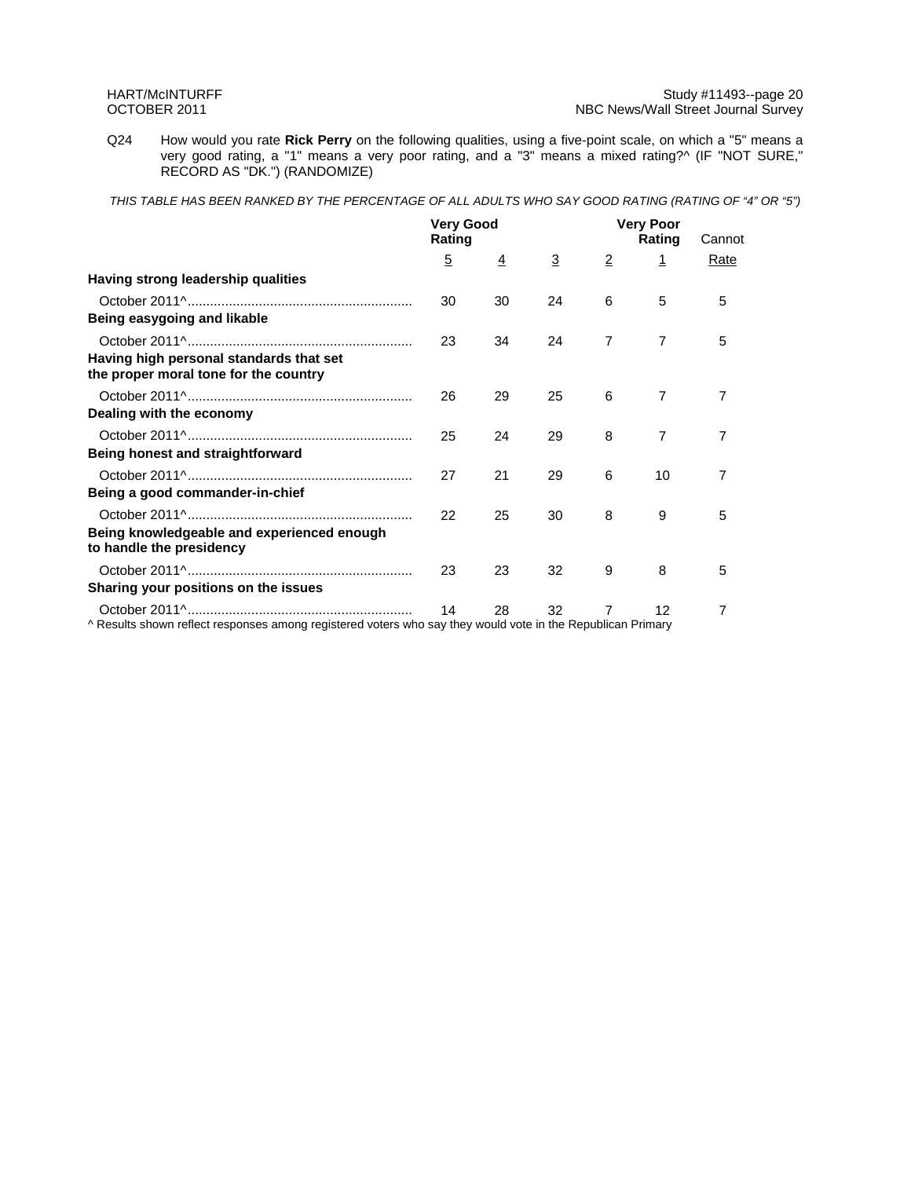Q24 How would you rate **Rick Perry** on the following qualities, using a five-point scale, on which a "5" means a very good rating, a "1" means a very poor rating, and a "3" means a mixed rating?^ (IF "NOT SURE," RECORD AS "DK.") (RANDOMIZE)

*THIS TABLE HAS BEEN RANKED BY THE PERCENTAGE OF ALL ADULTS WHO SAY GOOD RATING (RATING OF "4" OR "5")*

| | Very Good Rating | | | | Very Poor Rating | Cannot |
|---|---|---|---|---|---|---|
| | 5 | 4 | 3 | 2 | 1 | Rate |
| **Having strong leadership qualities** | | | | | | |
| October 2011^ | 30 | 30 | 24 | 6 | 5 | 5 |
| **Being easygoing and likable** | | | | | | |
| October 2011^ | 23 | 34 | 24 | 7 | 7 | 5 |
| **Having high personal standards that set the proper moral tone for the country** | | | | | | |
| October 2011^ | 26 | 29 | 25 | 6 | 7 | 7 |
| **Dealing with the economy** | | | | | | |
| October 2011^ | 25 | 24 | 29 | 8 | 7 | 7 |
| **Being honest and straightforward** | | | | | | |
| October 2011^ | 27 | 21 | 29 | 6 | 10 | 7 |
| **Being a good commander-in-chief** | | | | | | |
| October 2011^ | 22 | 25 | 30 | 8 | 9 | 5 |
| **Being knowledgeable and experienced enough to handle the presidency** | | | | | | |
| October 2011^ | 23 | 23 | 32 | 9 | 8 | 5 |
| **Sharing your positions on the issues** | | | | | | |
| October 2011^ | 14 | 28 | 32 | 7 | 12 | 7 |

^ Results shown reflect responses among registered voters who say they would vote in the Republican Primary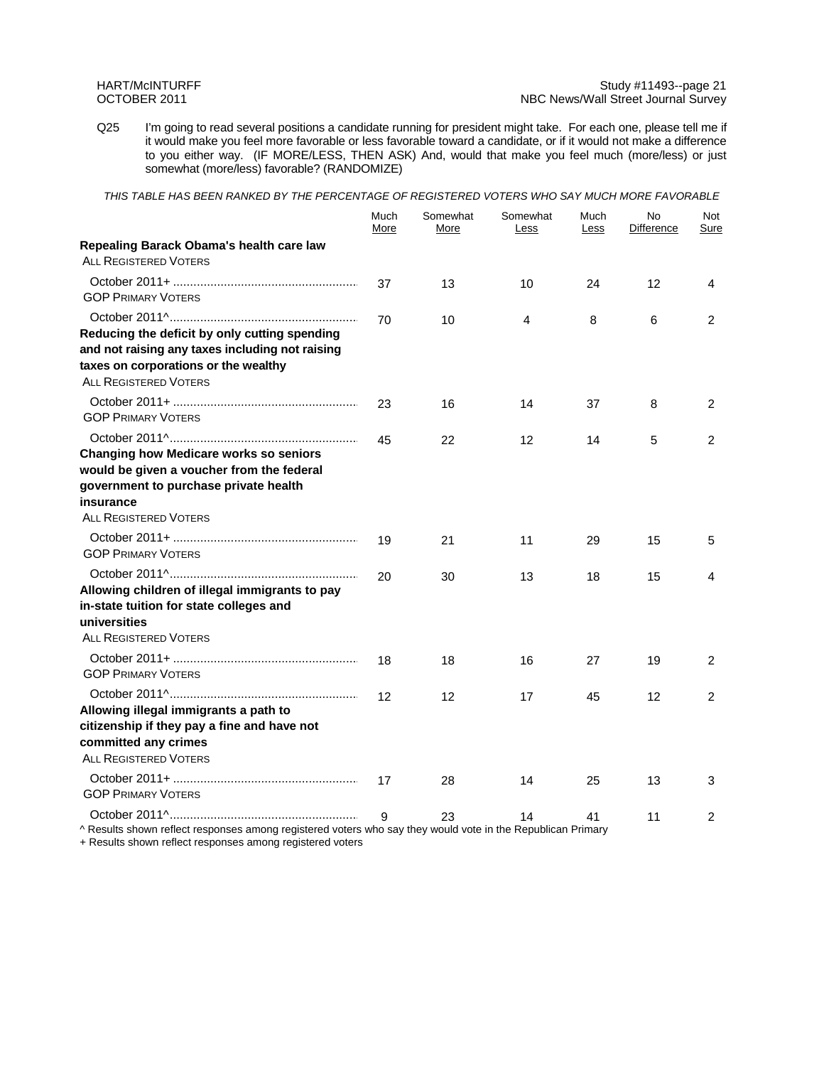Q25 I'm going to read several positions a candidate running for president might take. For each one, please tell me if it would make you feel more favorable or less favorable toward a candidate, or if it would not make a difference to you either way. (IF MORE/LESS, THEN ASK) And, would that make you feel much (more/less) or just somewhat (more/less) favorable? (RANDOMIZE)

*THIS TABLE HAS BEEN RANKED BY THE PERCENTAGE OF REGISTERED VOTERS WHO SAY MUCH MORE FAVORABLE*

| | Much More | Somewhat More | Somewhat Less | Much Less | No Difference | Not Sure |
|---|---|---|---|---|---|---|
| **Repealing Barack Obama's health care law** | | | | | | |
| ALL REGISTERED VOTERS | | | | | | |
| October 2011+ | 37 | 13 | 10 | 24 | 12 | 4 |
| GOP PRIMARY VOTERS | | | | | | |
| October 2011^ | 70 | 10 | 4 | 8 | 6 | 2 |
| **Reducing the deficit by only cutting spending and not raising any taxes including not raising taxes on corporations or the wealthy** | | | | | | |
| ALL REGISTERED VOTERS | | | | | | |
| October 2011+ | 23 | 16 | 14 | 37 | 8 | 2 |
| GOP PRIMARY VOTERS | | | | | | |
| October 2011^ | 45 | 22 | 12 | 14 | 5 | 2 |
| **Changing how Medicare works so seniors would be given a voucher from the federal government to purchase private health insurance** | | | | | | |
| ALL REGISTERED VOTERS | | | | | | |
| October 2011+ | 19 | 21 | 11 | 29 | 15 | 5 |
| GOP PRIMARY VOTERS | | | | | | |
| October 2011^ | 20 | 30 | 13 | 18 | 15 | 4 |
| **Allowing children of illegal immigrants to pay in-state tuition for state colleges and universities** | | | | | | |
| ALL REGISTERED VOTERS | | | | | | |
| October 2011+ | 18 | 18 | 16 | 27 | 19 | 2 |
| GOP PRIMARY VOTERS | | | | | | |
| October 2011^ | 12 | 12 | 17 | 45 | 12 | 2 |
| **Allowing illegal immigrants a path to citizenship if they pay a fine and have not committed any crimes** | | | | | | |
| ALL REGISTERED VOTERS | | | | | | |
| October 2011+ | 17 | 28 | 14 | 25 | 13 | 3 |
| GOP PRIMARY VOTERS | | | | | | |
| October 2011^ | 9 | 23 | 14 | 41 | 11 | 2 |

^ Results shown reflect responses among registered voters who say they would vote in the Republican Primary
+ Results shown reflect responses among registered voters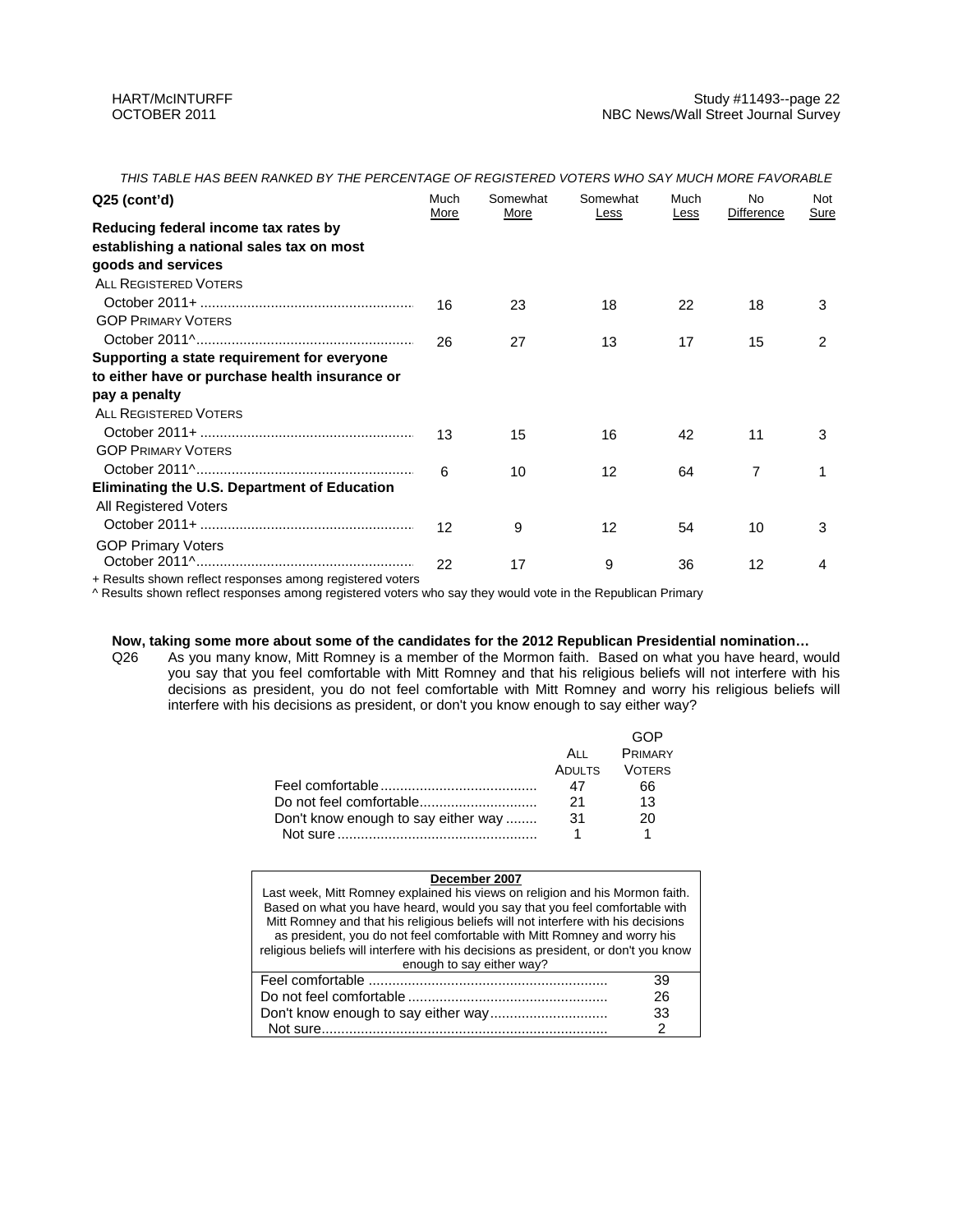*THIS TABLE HAS BEEN RANKED BY THE PERCENTAGE OF REGISTERED VOTERS WHO SAY MUCH MORE FAVORABLE*

| Q25 (cont'd) | Much More | Somewhat More | Somewhat Less | Much Less | No Difference | Not Sure |
|---|---|---|---|---|---|---|
| **Reducing federal income tax rates by establishing a national sales tax on most goods and services** | | | | | | |
| ALL REGISTERED VOTERS | | | | | | |
| October 2011+ | 16 | 23 | 18 | 22 | 18 | 3 |
| GOP PRIMARY VOTERS | | | | | | |
| October 2011^ | 26 | 27 | 13 | 17 | 15 | 2 |
| **Supporting a state requirement for everyone to either have or purchase health insurance or pay a penalty** | | | | | | |
| ALL REGISTERED VOTERS | | | | | | |
| October 2011+ | 13 | 15 | 16 | 42 | 11 | 3 |
| GOP PRIMARY VOTERS | | | | | | |
| October 2011^ | 6 | 10 | 12 | 64 | 7 | 1 |
| **Eliminating the U.S. Department of Education** | | | | | | |
| All Registered Voters | | | | | | |
| October 2011+ | 12 | 9 | 12 | 54 | 10 | 3 |
| GOP Primary Voters | | | | | | |
| October 2011^ | 22 | 17 | 9 | 36 | 12 | 4 |

+ Results shown reflect responses among registered voters
^ Results shown reflect responses among registered voters who say they would vote in the Republican Primary

**Now, taking some more about some of the candidates for the 2012 Republican Presidential nomination…**

Q26 As you many know, Mitt Romney is a member of the Mormon faith. Based on what you have heard, would you say that you feel comfortable with Mitt Romney and that his religious beliefs will not interfere with his decisions as president, you do not feel comfortable with Mitt Romney and worry his religious beliefs will interfere with his decisions as president, or don't you know enough to say either way?

| | ALL ADULTS | GOP PRIMARY VOTERS |
|---|---|---|
| Feel comfortable | 47 | 66 |
| Do not feel comfortable | 21 | 13 |
| Don't know enough to say either way | 31 | 20 |
| Not sure | 1 | 1 |

| **December 2007** Last week, Mitt Romney explained his views on religion and his Mormon faith. Based on what you have heard, would you say that you feel comfortable with Mitt Romney and that his religious beliefs will not interfere with his decisions as president, you do not feel comfortable with Mitt Romney and worry his religious beliefs will interfere with his decisions as president, or don't you know enough to say either way? | |
|---|---|
| Feel comfortable | 39 |
| Do not feel comfortable | 26 |
| Don't know enough to say either way | 33 |
| Not sure | 2 |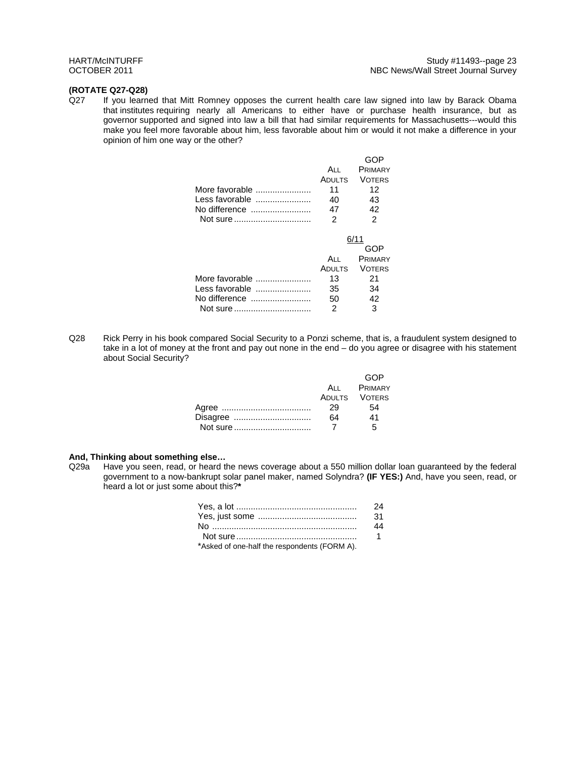**(ROTATE Q27-Q28)**

Q27 If you learned that Mitt Romney opposes the current health care law signed into law by Barack Obama that institutes requiring nearly all Americans to either have or purchase health insurance, but as governor supported and signed into law a bill that had similar requirements for Massachusetts---would this make you feel more favorable about him, less favorable about him or would it not make a difference in your opinion of him one way or the other?

| | All Adults | GOP Primary Voters |
|---|---|---|
| More favorable | 11 | 12 |
| Less favorable | 40 | 43 |
| No difference | 47 | 42 |
| Not sure | 2 | 2 |

| | 6/11 | |
|---|---|---|
| | All Adults | GOP Primary Voters |
| More favorable | 13 | 21 |
| Less favorable | 35 | 34 |
| No difference | 50 | 42 |
| Not sure | 2 | 3 |

Q28 Rick Perry in his book compared Social Security to a Ponzi scheme, that is, a fraudulent system designed to take in a lot of money at the front and pay out none in the end – do you agree or disagree with his statement about Social Security?

| | All Adults | GOP Primary Voters |
|---|---|---|
| Agree | 29 | 54 |
| Disagree | 64 | 41 |
| Not sure | 7 | 5 |

**And, Thinking about something else…**

Q29a Have you seen, read, or heard the news coverage about a 550 million dollar loan guaranteed by the federal government to a now-bankrupt solar panel maker, named Solyndra? **(IF YES:)** And, have you seen, read, or heard a lot or just some about this?**\***

| | |
|---|---|
| Yes, a lot | 24 |
| Yes, just some | 31 |
| No | 44 |
| Not sure | 1 |

*Asked of one-half the respondents (FORM A).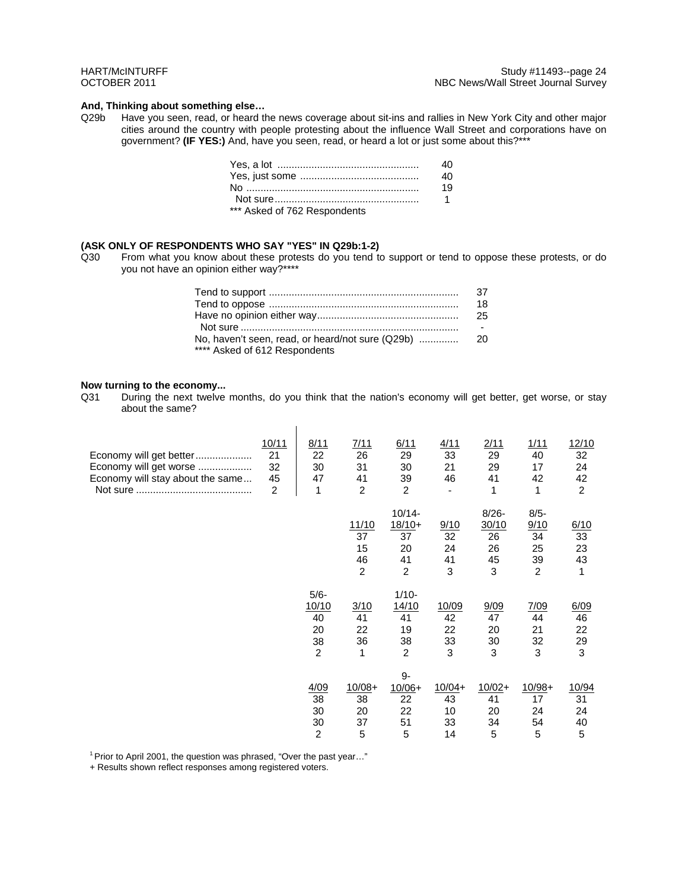**And, Thinking about something else…**

Q29b Have you seen, read, or heard the news coverage about sit-ins and rallies in New York City and other major cities around the country with people protesting about the influence Wall Street and corporations have on government? **(IF YES:)** And, have you seen, read, or heard a lot or just some about this?***

| | |
|---|---|
| Yes, a lot | 40 |
| Yes, just some | 40 |
| No | 19 |
| Not sure | 1 |

*** Asked of 762 Respondents

**(ASK ONLY OF RESPONDENTS WHO SAY "YES" IN Q29b:1-2)**

Q30 From what you know about these protests do you tend to support or tend to oppose these protests, or do you not have an opinion either way?****

| | |
|---|---|
| Tend to support | 37 |
| Tend to oppose | 18 |
| Have no opinion either way | 25 |
| Not sure | - |
| No, haven't seen, read, or heard/not sure (Q29b) | 20 |

**** Asked of 612 Respondents

**Now turning to the economy...**

Q31 During the next twelve months, do you think that the nation's economy will get better, get worse, or stay about the same?

| | 10/11 | 8/11 | 7/11 | 6/11 | 4/11 | 2/11 | 1/11 | 12/10 |
|---|---|---|---|---|---|---|---|---|
| Economy will get better | 21 | 22 | 26 | 29 | 33 | 29 | 40 | 32 |
| Economy will get worse | 32 | 30 | 31 | 30 | 21 | 29 | 17 | 24 |
| Economy will stay about the same | 45 | 47 | 41 | 39 | 46 | 41 | 42 | 42 |
| Not sure | 2 | 1 | 2 | 2 | - | 1 | 1 | 2 |

| | 11/10 | 10/14-18/10+ | 9/10 | 8/26-30/10 | 8/5-9/10 | 6/10 |
|---|---|---|---|---|---|---|
| Economy will get better | 37 | 37 | 32 | 26 | 34 | 33 |
| Economy will get worse | 15 | 20 | 24 | 26 | 25 | 23 |
| Economy will stay about the same | 46 | 41 | 41 | 45 | 39 | 43 |
| Not sure | 2 | 2 | 3 | 3 | 2 | 1 |

| | 5/6-10/10 | 3/10 | 1/10-14/10 | 10/09 | 9/09 | 7/09 | 6/09 |
|---|---|---|---|---|---|---|---|
| Economy will get better | 40 | 41 | 41 | 42 | 47 | 44 | 46 |
| Economy will get worse | 20 | 22 | 19 | 22 | 20 | 21 | 22 |
| Economy will stay about the same | 38 | 36 | 38 | 33 | 30 | 32 | 29 |
| Not sure | 2 | 1 | 2 | 3 | 3 | 3 | 3 |

| | 4/09 | 10/08+ | 9-10/06+ | 10/04+ | 10/02+ | 10/98+ | 10/94 |
|---|---|---|---|---|---|---|---|
| Economy will get better | 38 | 38 | 22 | 43 | 41 | 17 | 31 |
| Economy will get worse | 30 | 20 | 22 | 10 | 20 | 24 | 24 |
| Economy will stay about the same | 30 | 37 | 51 | 33 | 34 | 54 | 40 |
| Not sure | 2 | 5 | 5 | 14 | 5 | 5 | 5 |

[1] Prior to April 2001, the question was phrased, "Over the past year…"

\+ Results shown reflect responses among registered voters.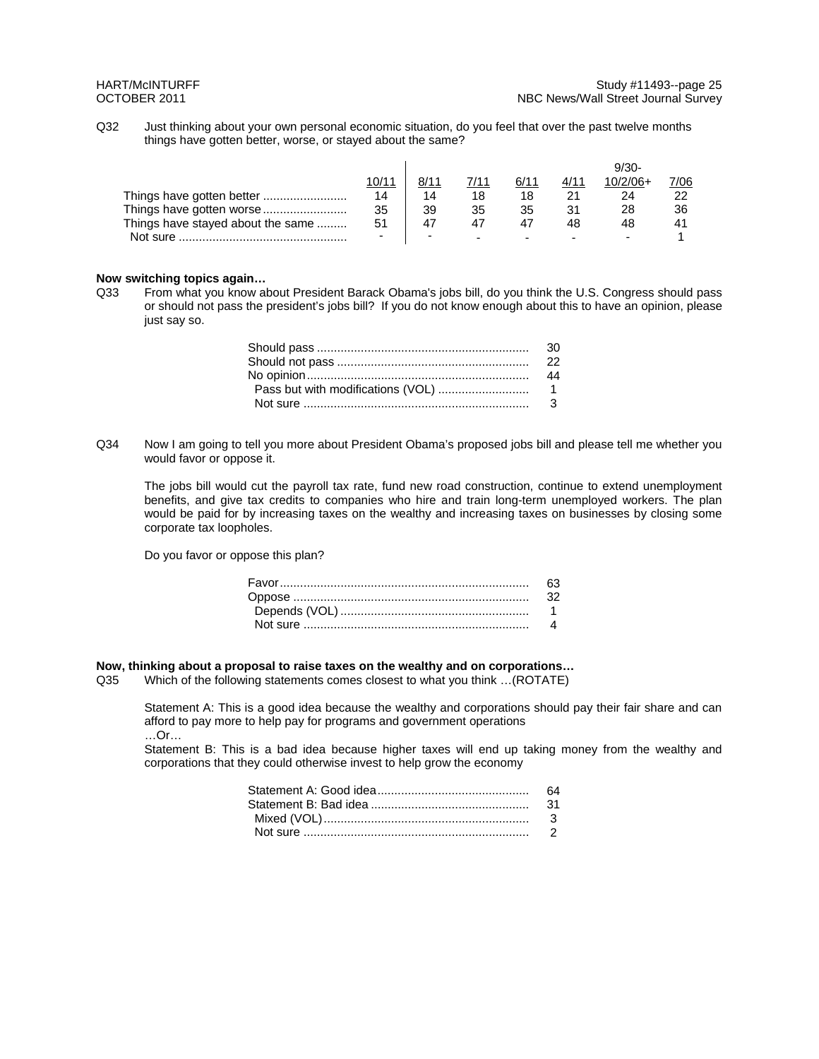Q32 Just thinking about your own personal economic situation, do you feel that over the past twelve months things have gotten better, worse, or stayed about the same?

| | 10/11 | 8/11 | 7/11 | 6/11 | 4/11 | 9/30-10/2/06+ | 7/06 |
|---|---|---|---|---|---|---|---|
| Things have gotten better | 14 | 14 | 18 | 18 | 21 | 24 | 22 |
| Things have gotten worse | 35 | 39 | 35 | 35 | 31 | 28 | 36 |
| Things have stayed about the same | 51 | 47 | 47 | 47 | 48 | 48 | 41 |
| Not sure | - | - | - | - | - | - | 1 |

**Now switching topics again…**

Q33 From what you know about President Barack Obama's jobs bill, do you think the U.S. Congress should pass or should not pass the president's jobs bill? If you do not know enough about this to have an opinion, please just say so.

| | |
|---|---|
| Should pass | 30 |
| Should not pass | 22 |
| No opinion | 44 |
| Pass but with modifications (VOL) | 1 |
| Not sure | 3 |

Q34 Now I am going to tell you more about President Obama's proposed jobs bill and please tell me whether you would favor or oppose it.

The jobs bill would cut the payroll tax rate, fund new road construction, continue to extend unemployment benefits, and give tax credits to companies who hire and train long-term unemployed workers. The plan would be paid for by increasing taxes on the wealthy and increasing taxes on businesses by closing some corporate tax loopholes.

Do you favor or oppose this plan?

| | |
|---|---|
| Favor | 63 |
| Oppose | 32 |
| Depends (VOL) | 1 |
| Not sure | 4 |

**Now, thinking about a proposal to raise taxes on the wealthy and on corporations…**

Q35 Which of the following statements comes closest to what you think …(ROTATE)

Statement A: This is a good idea because the wealthy and corporations should pay their fair share and can afford to pay more to help pay for programs and government operations

…Or…

Statement B: This is a bad idea because higher taxes will end up taking money from the wealthy and corporations that they could otherwise invest to help grow the economy

| | |
|---|---|
| Statement A: Good idea | 64 |
| Statement B: Bad idea | 31 |
| Mixed (VOL) | 3 |
| Not sure | 2 |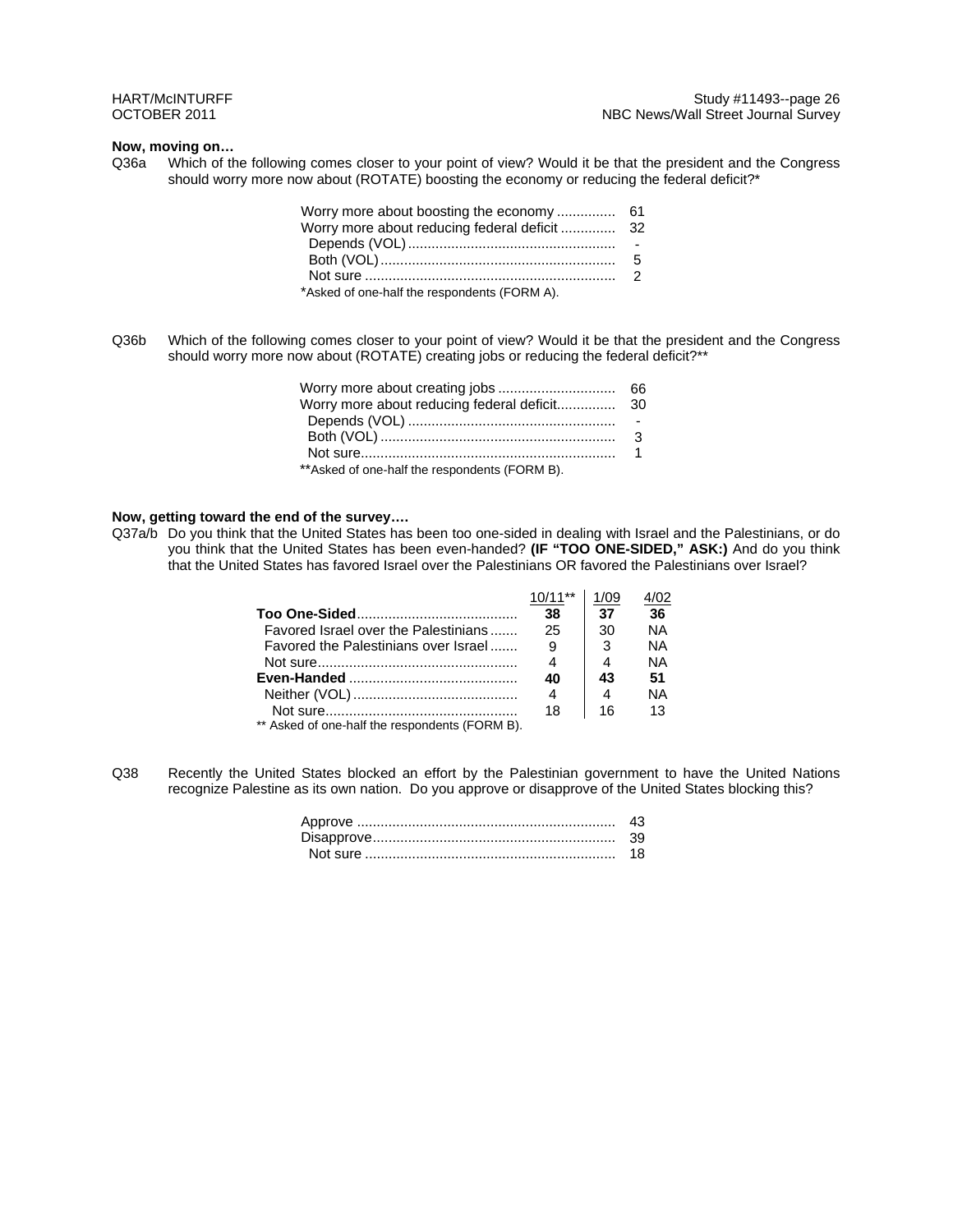**Now, moving on…**

Q36a Which of the following comes closer to your point of view? Would it be that the president and the Congress should worry more now about (ROTATE) boosting the economy or reducing the federal deficit?*

| | |
|---|---|
| Worry more about boosting the economy | 61 |
| Worry more about reducing federal deficit | 32 |
| Depends (VOL) | - |
| Both (VOL) | 5 |
| Not sure | 2 |

*Asked of one-half the respondents (FORM A).

Q36b Which of the following comes closer to your point of view? Would it be that the president and the Congress should worry more now about (ROTATE) creating jobs or reducing the federal deficit?**

| | |
|---|---|
| Worry more about creating jobs | 66 |
| Worry more about reducing federal deficit | 30 |
| Depends (VOL) | - |
| Both (VOL) | 3 |
| Not sure | 1 |

**Asked of one-half the respondents (FORM B).

**Now, getting toward the end of the survey….**

Q37a/b Do you think that the United States has been too one-sided in dealing with Israel and the Palestinians, or do you think that the United States has been even-handed? **(IF "TOO ONE-SIDED," ASK:)** And do you think that the United States has favored Israel over the Palestinians OR favored the Palestinians over Israel?

| | 10/11** | 1/09 | 4/02 |
|---|---|---|---|
| **Too One-Sided** | **38** | **37** | **36** |
| Favored Israel over the Palestinians | 25 | 30 | NA |
| Favored the Palestinians over Israel | 9 | 3 | NA |
| Not sure | 4 | 4 | NA |
| **Even-Handed** | **40** | **43** | **51** |
| Neither (VOL) | 4 | 4 | NA |
| Not sure | 18 | 16 | 13 |

** Asked of one-half the respondents (FORM B).

Q38 Recently the United States blocked an effort by the Palestinian government to have the United Nations recognize Palestine as its own nation. Do you approve or disapprove of the United States blocking this?

| | |
|---|---|
| Approve | 43 |
| Disapprove | 39 |
| Not sure | 18 |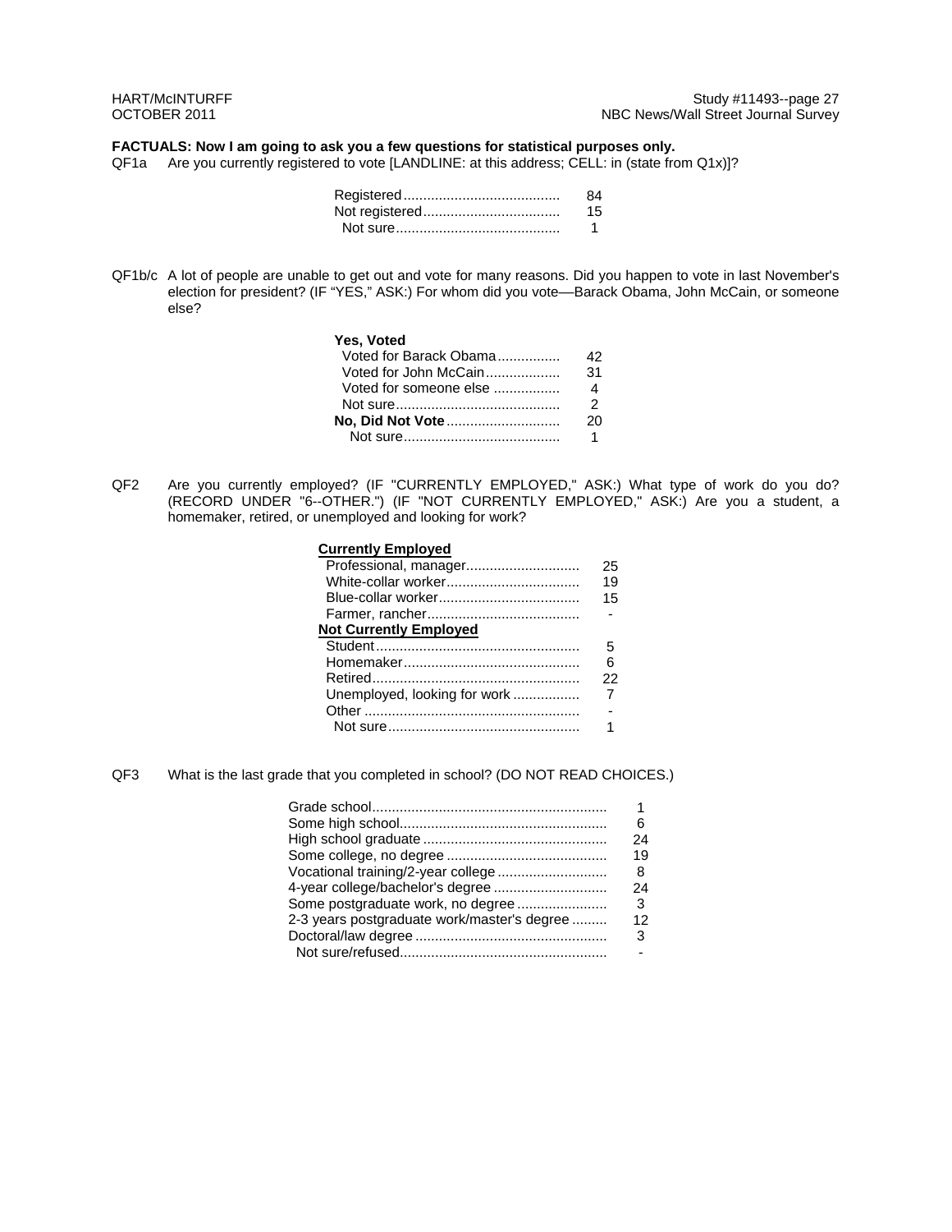**FACTUALS: Now I am going to ask you a few questions for statistical purposes only.**

QF1a Are you currently registered to vote [LANDLINE: at this address; CELL: in (state from Q1x)]?

| | |
|---|---|
| Registered | 84 |
| Not registered | 15 |
| Not sure | 1 |

QF1b/c A lot of people are unable to get out and vote for many reasons. Did you happen to vote in last November's election for president? (IF "YES," ASK:) For whom did you vote—Barack Obama, John McCain, or someone else?

| | |
|---|---|
| **Yes, Voted** | |
| Voted for Barack Obama | 42 |
| Voted for John McCain | 31 |
| Voted for someone else | 4 |
| Not sure | 2 |
| **No, Did Not Vote** | 20 |
| Not sure | 1 |

QF2 Are you currently employed? (IF "CURRENTLY EMPLOYED," ASK:) What type of work do you do? (RECORD UNDER "6--OTHER.") (IF "NOT CURRENTLY EMPLOYED," ASK:) Are you a student, a homemaker, retired, or unemployed and looking for work?

| | |
|---|---|
| **Currently Employed** | |
| Professional, manager | 25 |
| White-collar worker | 19 |
| Blue-collar worker | 15 |
| Farmer, rancher | - |
| **Not Currently Employed** | |
| Student | 5 |
| Homemaker | 6 |
| Retired | 22 |
| Unemployed, looking for work | 7 |
| Other | - |
| Not sure | 1 |

QF3 What is the last grade that you completed in school? (DO NOT READ CHOICES.)

| | |
|---|---|
| Grade school | 1 |
| Some high school | 6 |
| High school graduate | 24 |
| Some college, no degree | 19 |
| Vocational training/2-year college | 8 |
| 4-year college/bachelor's degree | 24 |
| Some postgraduate work, no degree | 3 |
| 2-3 years postgraduate work/master's degree | 12 |
| Doctoral/law degree | 3 |
| Not sure/refused | - |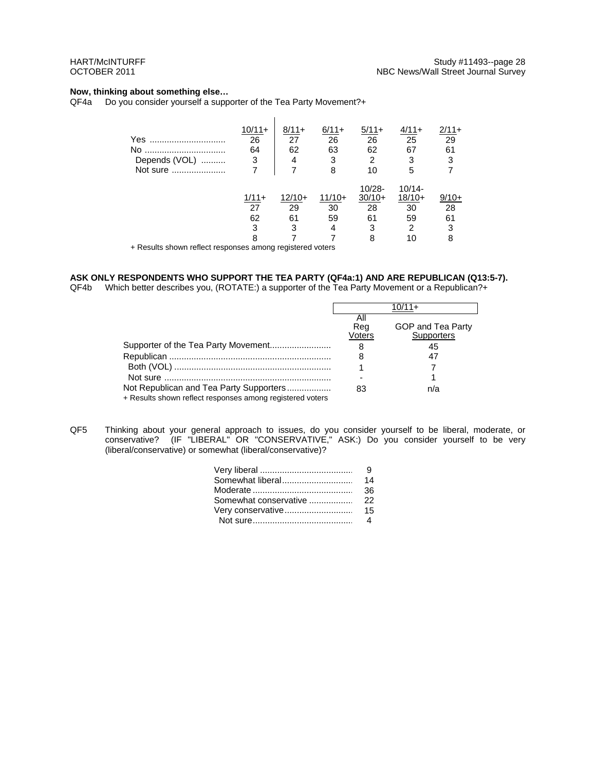**Now, thinking about something else…**

QF4a Do you consider yourself a supporter of the Tea Party Movement?+

| | 10/11+ | 8/11+ | 6/11+ | 5/11+ | 4/11+ | 2/11+ |
|---|---|---|---|---|---|---|
| Yes | 26 | 27 | 26 | 26 | 25 | 29 |
| No | 64 | 62 | 63 | 62 | 67 | 61 |
| Depends (VOL) | 3 | 4 | 3 | 2 | 3 | 3 |
| Not sure | 7 | 7 | 8 | 10 | 5 | 7 |

| | 1/11+ | 12/10+ | 11/10+ | 10/28-30/10+ | 10/14-18/10+ | 9/10+ |
|---|---|---|---|---|---|---|
| Yes | 27 | 29 | 30 | 28 | 30 | 28 |
| No | 62 | 61 | 59 | 61 | 59 | 61 |
| Depends (VOL) | 3 | 3 | 4 | 3 | 2 | 3 |
| Not sure | 8 | 7 | 7 | 8 | 10 | 8 |

+ Results shown reflect responses among registered voters

**ASK ONLY RESPONDENTS WHO SUPPORT THE TEA PARTY (QF4a:1) AND ARE REPUBLICAN (Q13:5-7).**

QF4b Which better describes you, (ROTATE:) a supporter of the Tea Party Movement or a Republican?+

| | 10/11+ | |
|---|---|---|
| | All Reg Voters | GOP and Tea Party Supporters |
| Supporter of the Tea Party Movement | 8 | 45 |
| Republican | 8 | 47 |
| Both (VOL) | 1 | 7 |
| Not sure | - | 1 |
| Not Republican and Tea Party Supporters | 83 | n/a |

+ Results shown reflect responses among registered voters

QF5 Thinking about your general approach to issues, do you consider yourself to be liberal, moderate, or conservative? (IF "LIBERAL" OR "CONSERVATIVE," ASK:) Do you consider yourself to be very (liberal/conservative) or somewhat (liberal/conservative)?

| | |
|---|---|
| Very liberal | 9 |
| Somewhat liberal | 14 |
| Moderate | 36 |
| Somewhat conservative | 22 |
| Very conservative | 15 |
| Not sure | 4 |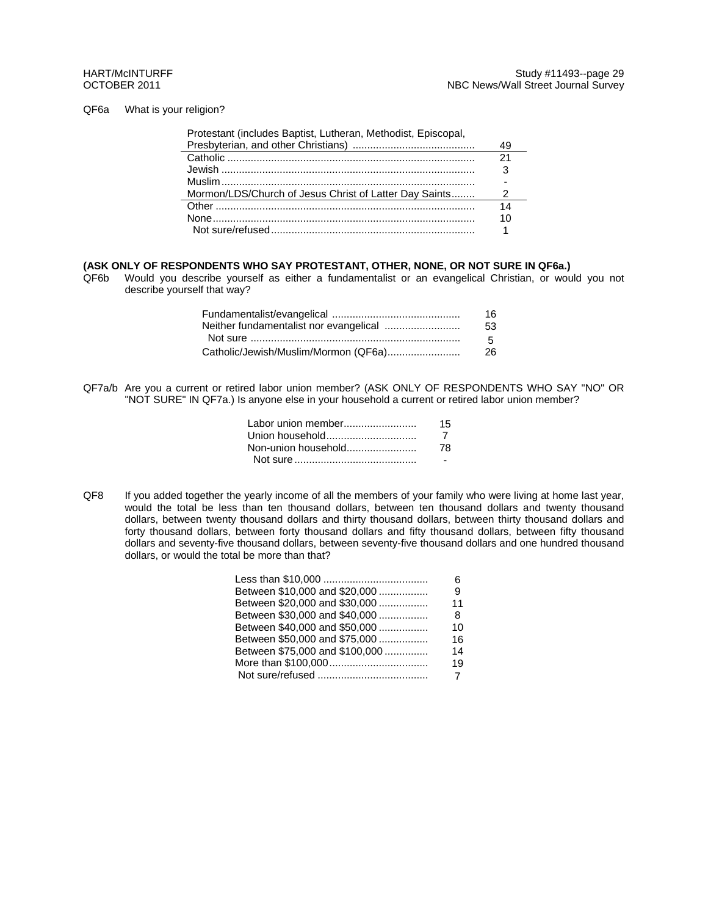QF6a What is your religion?

| | |
|---|---|
| Protestant (includes Baptist, Lutheran, Methodist, Episcopal, Presbyterian, and other Christians) | 49 |
| Catholic | 21 |
| Jewish | 3 |
| Muslim | - |
| Mormon/LDS/Church of Jesus Christ of Latter Day Saints | 2 |
| Other | 14 |
| None | 10 |
| Not sure/refused | 1 |

**(ASK ONLY OF RESPONDENTS WHO SAY PROTESTANT, OTHER, NONE, OR NOT SURE IN QF6a.)**

QF6b Would you describe yourself as either a fundamentalist or an evangelical Christian, or would you not describe yourself that way?

| | |
|---|---|
| Fundamentalist/evangelical | 16 |
| Neither fundamentalist nor evangelical | 53 |
| Not sure | 5 |
| Catholic/Jewish/Muslim/Mormon (QF6a) | 26 |

QF7a/b Are you a current or retired labor union member? (ASK ONLY OF RESPONDENTS WHO SAY "NO" OR "NOT SURE" IN QF7a.) Is anyone else in your household a current or retired labor union member?

| | |
|---|---|
| Labor union member | 15 |
| Union household | 7 |
| Non-union household | 78 |
| Not sure | - |

QF8 If you added together the yearly income of all the members of your family who were living at home last year, would the total be less than ten thousand dollars, between ten thousand dollars and twenty thousand dollars, between twenty thousand dollars and thirty thousand dollars, between thirty thousand dollars and forty thousand dollars, between forty thousand dollars and fifty thousand dollars, between fifty thousand dollars and seventy-five thousand dollars, between seventy-five thousand dollars and one hundred thousand dollars, or would the total be more than that?

| | |
|---|---|
| Less than $10,000 | 6 |
| Between $10,000 and $20,000 | 9 |
| Between $20,000 and $30,000 | 11 |
| Between $30,000 and $40,000 | 8 |
| Between $40,000 and $50,000 | 10 |
| Between $50,000 and $75,000 | 16 |
| Between $75,000 and $100,000 | 14 |
| More than $100,000 | 19 |
| Not sure/refused | 7 |